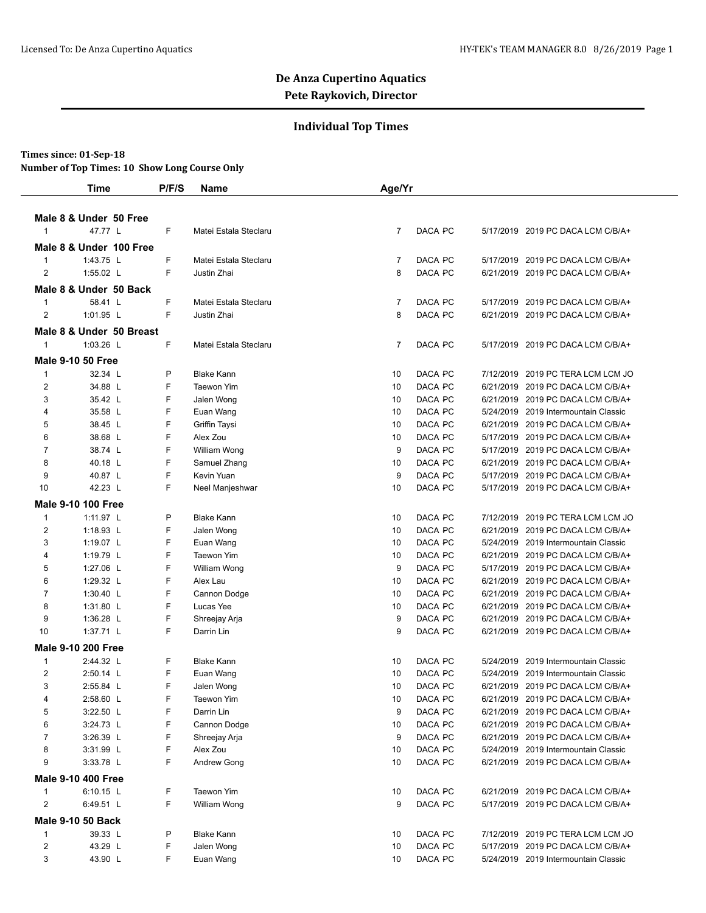# De Anza Cupertino Aquatics

## Pete Raykovich, Director

### Individual Top Times

**Times since: 01-Sep-18**
**Number of Top Times: 10 Show Long Course Only**

| | Time | P/F/S | Name | Age/Yr | | | |
|---|---|---|---|---|---|---|---|
| **Male 8 & Under 50 Free** | | | | | | | |
| 1 | 47.77 L | F | Matei Estala Steclaru | 7 | DACA PC | 5/17/2019 | 2019 PC DACA LCM C/B/A+ |
| **Male 8 & Under 100 Free** | | | | | | | |
| 1 | 1:43.75 L | F | Matei Estala Steclaru | 7 | DACA PC | 5/17/2019 | 2019 PC DACA LCM C/B/A+ |
| 2 | 1:55.02 L | F | Justin Zhai | 8 | DACA PC | 6/21/2019 | 2019 PC DACA LCM C/B/A+ |
| **Male 8 & Under 50 Back** | | | | | | | |
| 1 | 58.41 L | F | Matei Estala Steclaru | 7 | DACA PC | 5/17/2019 | 2019 PC DACA LCM C/B/A+ |
| 2 | 1:01.95 L | F | Justin Zhai | 8 | DACA PC | 6/21/2019 | 2019 PC DACA LCM C/B/A+ |
| **Male 8 & Under 50 Breast** | | | | | | | |
| 1 | 1:03.26 L | F | Matei Estala Steclaru | 7 | DACA PC | 5/17/2019 | 2019 PC DACA LCM C/B/A+ |
| **Male 9-10 50 Free** | | | | | | | |
| 1 | 32.34 L | P | Blake Kann | 10 | DACA PC | 7/12/2019 | 2019 PC TERA LCM LCM JO |
| 2 | 34.88 L | F | Taewon Yim | 10 | DACA PC | 6/21/2019 | 2019 PC DACA LCM C/B/A+ |
| 3 | 35.42 L | F | Jalen Wong | 10 | DACA PC | 6/21/2019 | 2019 PC DACA LCM C/B/A+ |
| 4 | 35.58 L | F | Euan Wang | 10 | DACA PC | 5/24/2019 | 2019 Intermountain Classic |
| 5 | 38.45 L | F | Griffin Taysi | 10 | DACA PC | 6/21/2019 | 2019 PC DACA LCM C/B/A+ |
| 6 | 38.68 L | F | Alex Zou | 10 | DACA PC | 5/17/2019 | 2019 PC DACA LCM C/B/A+ |
| 7 | 38.74 L | F | William Wong | 9 | DACA PC | 5/17/2019 | 2019 PC DACA LCM C/B/A+ |
| 8 | 40.18 L | F | Samuel Zhang | 10 | DACA PC | 6/21/2019 | 2019 PC DACA LCM C/B/A+ |
| 9 | 40.87 L | F | Kevin Yuan | 9 | DACA PC | 5/17/2019 | 2019 PC DACA LCM C/B/A+ |
| 10 | 42.23 L | F | Neel Manjeshwar | 10 | DACA PC | 5/17/2019 | 2019 PC DACA LCM C/B/A+ |
| **Male 9-10 100 Free** | | | | | | | |
| 1 | 1:11.97 L | P | Blake Kann | 10 | DACA PC | 7/12/2019 | 2019 PC TERA LCM LCM JO |
| 2 | 1:18.93 L | F | Jalen Wong | 10 | DACA PC | 6/21/2019 | 2019 PC DACA LCM C/B/A+ |
| 3 | 1:19.07 L | F | Euan Wang | 10 | DACA PC | 5/24/2019 | 2019 Intermountain Classic |
| 4 | 1:19.79 L | F | Taewon Yim | 10 | DACA PC | 6/21/2019 | 2019 PC DACA LCM C/B/A+ |
| 5 | 1:27.06 L | F | William Wong | 9 | DACA PC | 5/17/2019 | 2019 PC DACA LCM C/B/A+ |
| 6 | 1:29.32 L | F | Alex Lau | 10 | DACA PC | 6/21/2019 | 2019 PC DACA LCM C/B/A+ |
| 7 | 1:30.40 L | F | Cannon Dodge | 10 | DACA PC | 6/21/2019 | 2019 PC DACA LCM C/B/A+ |
| 8 | 1:31.80 L | F | Lucas Yee | 10 | DACA PC | 6/21/2019 | 2019 PC DACA LCM C/B/A+ |
| 9 | 1:36.28 L | F | Shreejay Arja | 9 | DACA PC | 6/21/2019 | 2019 PC DACA LCM C/B/A+ |
| 10 | 1:37.71 L | F | Darrin Lin | 9 | DACA PC | 6/21/2019 | 2019 PC DACA LCM C/B/A+ |
| **Male 9-10 200 Free** | | | | | | | |
| 1 | 2:44.32 L | F | Blake Kann | 10 | DACA PC | 5/24/2019 | 2019 Intermountain Classic |
| 2 | 2:50.14 L | F | Euan Wang | 10 | DACA PC | 5/24/2019 | 2019 Intermountain Classic |
| 3 | 2:55.84 L | F | Jalen Wong | 10 | DACA PC | 6/21/2019 | 2019 PC DACA LCM C/B/A+ |
| 4 | 2:58.60 L | F | Taewon Yim | 10 | DACA PC | 6/21/2019 | 2019 PC DACA LCM C/B/A+ |
| 5 | 3:22.50 L | F | Darrin Lin | 9 | DACA PC | 6/21/2019 | 2019 PC DACA LCM C/B/A+ |
| 6 | 3:24.73 L | F | Cannon Dodge | 10 | DACA PC | 6/21/2019 | 2019 PC DACA LCM C/B/A+ |
| 7 | 3:26.39 L | F | Shreejay Arja | 9 | DACA PC | 6/21/2019 | 2019 PC DACA LCM C/B/A+ |
| 8 | 3:31.99 L | F | Alex Zou | 10 | DACA PC | 5/24/2019 | 2019 Intermountain Classic |
| 9 | 3:33.78 L | F | Andrew Gong | 10 | DACA PC | 6/21/2019 | 2019 PC DACA LCM C/B/A+ |
| **Male 9-10 400 Free** | | | | | | | |
| 1 | 6:10.15 L | F | Taewon Yim | 10 | DACA PC | 6/21/2019 | 2019 PC DACA LCM C/B/A+ |
| 2 | 6:49.51 L | F | William Wong | 9 | DACA PC | 5/17/2019 | 2019 PC DACA LCM C/B/A+ |
| **Male 9-10 50 Back** | | | | | | | |
| 1 | 39.33 L | P | Blake Kann | 10 | DACA PC | 7/12/2019 | 2019 PC TERA LCM LCM JO |
| 2 | 43.29 L | F | Jalen Wong | 10 | DACA PC | 5/17/2019 | 2019 PC DACA LCM C/B/A+ |
| 3 | 43.90 L | F | Euan Wang | 10 | DACA PC | 5/24/2019 | 2019 Intermountain Classic |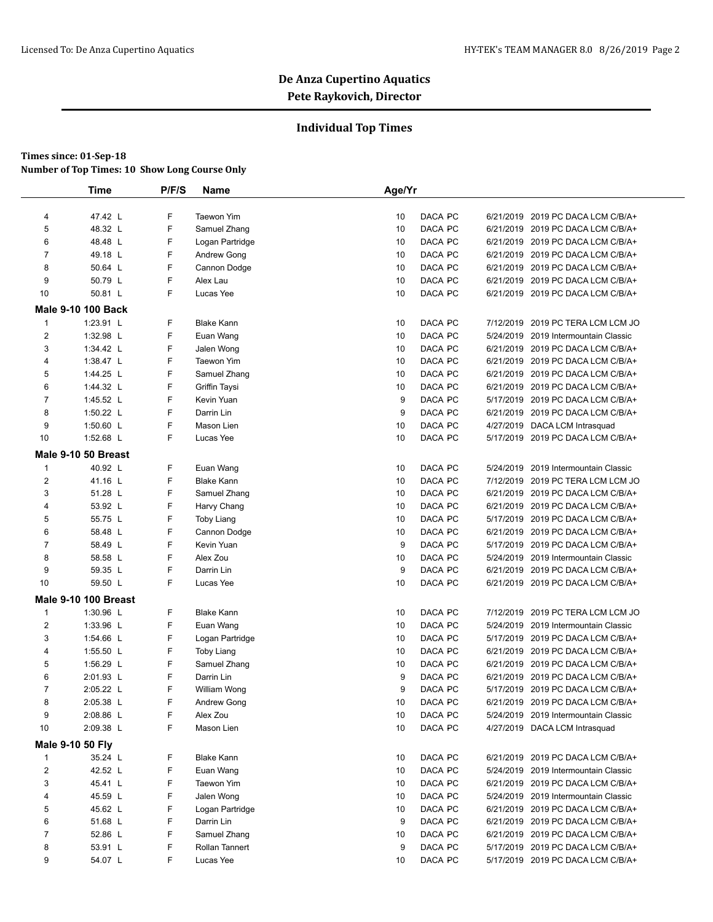## De Anza Cupertino Aquatics

**Pete Raykovich, Director**

### Individual Top Times

**Times since: 01-Sep-18**

**Number of Top Times: 10 Show Long Course Only**

| | Time | P/F/S | Name | Age/Yr | | | |
|---|---|---|---|---|---|---|---|
| 4 | 47.42 L | F | Taewon Yim | 10 | DACA PC | 6/21/2019 | 2019 PC DACA LCM C/B/A+ |
| 5 | 48.32 L | F | Samuel Zhang | 10 | DACA PC | 6/21/2019 | 2019 PC DACA LCM C/B/A+ |
| 6 | 48.48 L | F | Logan Partridge | 10 | DACA PC | 6/21/2019 | 2019 PC DACA LCM C/B/A+ |
| 7 | 49.18 L | F | Andrew Gong | 10 | DACA PC | 6/21/2019 | 2019 PC DACA LCM C/B/A+ |
| 8 | 50.64 L | F | Cannon Dodge | 10 | DACA PC | 6/21/2019 | 2019 PC DACA LCM C/B/A+ |
| 9 | 50.79 L | F | Alex Lau | 10 | DACA PC | 6/21/2019 | 2019 PC DACA LCM C/B/A+ |
| 10 | 50.81 L | F | Lucas Yee | 10 | DACA PC | 6/21/2019 | 2019 PC DACA LCM C/B/A+ |
| **Male 9-10 100 Back** | | | | | | | |
| 1 | 1:23.91 L | F | Blake Kann | 10 | DACA PC | 7/12/2019 | 2019 PC TERA LCM LCM JO |
| 2 | 1:32.98 L | F | Euan Wang | 10 | DACA PC | 5/24/2019 | 2019 Intermountain Classic |
| 3 | 1:34.42 L | F | Jalen Wong | 10 | DACA PC | 6/21/2019 | 2019 PC DACA LCM C/B/A+ |
| 4 | 1:38.47 L | F | Taewon Yim | 10 | DACA PC | 6/21/2019 | 2019 PC DACA LCM C/B/A+ |
| 5 | 1:44.25 L | F | Samuel Zhang | 10 | DACA PC | 6/21/2019 | 2019 PC DACA LCM C/B/A+ |
| 6 | 1:44.32 L | F | Griffin Taysi | 10 | DACA PC | 6/21/2019 | 2019 PC DACA LCM C/B/A+ |
| 7 | 1:45.52 L | F | Kevin Yuan | 9 | DACA PC | 5/17/2019 | 2019 PC DACA LCM C/B/A+ |
| 8 | 1:50.22 L | F | Darrin Lin | 9 | DACA PC | 6/21/2019 | 2019 PC DACA LCM C/B/A+ |
| 9 | 1:50.60 L | F | Mason Lien | 10 | DACA PC | 4/27/2019 | DACA LCM Intrasquad |
| 10 | 1:52.68 L | F | Lucas Yee | 10 | DACA PC | 5/17/2019 | 2019 PC DACA LCM C/B/A+ |
| **Male 9-10 50 Breast** | | | | | | | |
| 1 | 40.92 L | F | Euan Wang | 10 | DACA PC | 5/24/2019 | 2019 Intermountain Classic |
| 2 | 41.16 L | F | Blake Kann | 10 | DACA PC | 7/12/2019 | 2019 PC TERA LCM LCM JO |
| 3 | 51.28 L | F | Samuel Zhang | 10 | DACA PC | 6/21/2019 | 2019 PC DACA LCM C/B/A+ |
| 4 | 53.92 L | F | Harvy Chang | 10 | DACA PC | 6/21/2019 | 2019 PC DACA LCM C/B/A+ |
| 5 | 55.75 L | F | Toby Liang | 10 | DACA PC | 5/17/2019 | 2019 PC DACA LCM C/B/A+ |
| 6 | 58.48 L | F | Cannon Dodge | 10 | DACA PC | 6/21/2019 | 2019 PC DACA LCM C/B/A+ |
| 7 | 58.49 L | F | Kevin Yuan | 9 | DACA PC | 5/17/2019 | 2019 PC DACA LCM C/B/A+ |
| 8 | 58.58 L | F | Alex Zou | 10 | DACA PC | 5/24/2019 | 2019 Intermountain Classic |
| 9 | 59.35 L | F | Darrin Lin | 9 | DACA PC | 6/21/2019 | 2019 PC DACA LCM C/B/A+ |
| 10 | 59.50 L | F | Lucas Yee | 10 | DACA PC | 6/21/2019 | 2019 PC DACA LCM C/B/A+ |
| **Male 9-10 100 Breast** | | | | | | | |
| 1 | 1:30.96 L | F | Blake Kann | 10 | DACA PC | 7/12/2019 | 2019 PC TERA LCM LCM JO |
| 2 | 1:33.96 L | F | Euan Wang | 10 | DACA PC | 5/24/2019 | 2019 Intermountain Classic |
| 3 | 1:54.66 L | F | Logan Partridge | 10 | DACA PC | 5/17/2019 | 2019 PC DACA LCM C/B/A+ |
| 4 | 1:55.50 L | F | Toby Liang | 10 | DACA PC | 6/21/2019 | 2019 PC DACA LCM C/B/A+ |
| 5 | 1:56.29 L | F | Samuel Zhang | 10 | DACA PC | 6/21/2019 | 2019 PC DACA LCM C/B/A+ |
| 6 | 2:01.93 L | F | Darrin Lin | 9 | DACA PC | 6/21/2019 | 2019 PC DACA LCM C/B/A+ |
| 7 | 2:05.22 L | F | William Wong | 9 | DACA PC | 5/17/2019 | 2019 PC DACA LCM C/B/A+ |
| 8 | 2:05.38 L | F | Andrew Gong | 10 | DACA PC | 6/21/2019 | 2019 PC DACA LCM C/B/A+ |
| 9 | 2:08.86 L | F | Alex Zou | 10 | DACA PC | 5/24/2019 | 2019 Intermountain Classic |
| 10 | 2:09.38 L | F | Mason Lien | 10 | DACA PC | 4/27/2019 | DACA LCM Intrasquad |
| **Male 9-10 50 Fly** | | | | | | | |
| 1 | 35.24 L | F | Blake Kann | 10 | DACA PC | 6/21/2019 | 2019 PC DACA LCM C/B/A+ |
| 2 | 42.52 L | F | Euan Wang | 10 | DACA PC | 5/24/2019 | 2019 Intermountain Classic |
| 3 | 45.41 L | F | Taewon Yim | 10 | DACA PC | 6/21/2019 | 2019 PC DACA LCM C/B/A+ |
| 4 | 45.59 L | F | Jalen Wong | 10 | DACA PC | 5/24/2019 | 2019 Intermountain Classic |
| 5 | 45.62 L | F | Logan Partridge | 10 | DACA PC | 6/21/2019 | 2019 PC DACA LCM C/B/A+ |
| 6 | 51.68 L | F | Darrin Lin | 9 | DACA PC | 6/21/2019 | 2019 PC DACA LCM C/B/A+ |
| 7 | 52.86 L | F | Samuel Zhang | 10 | DACA PC | 6/21/2019 | 2019 PC DACA LCM C/B/A+ |
| 8 | 53.91 L | F | Rollan Tannert | 9 | DACA PC | 5/17/2019 | 2019 PC DACA LCM C/B/A+ |
| 9 | 54.07 L | F | Lucas Yee | 10 | DACA PC | 5/17/2019 | 2019 PC DACA LCM C/B/A+ |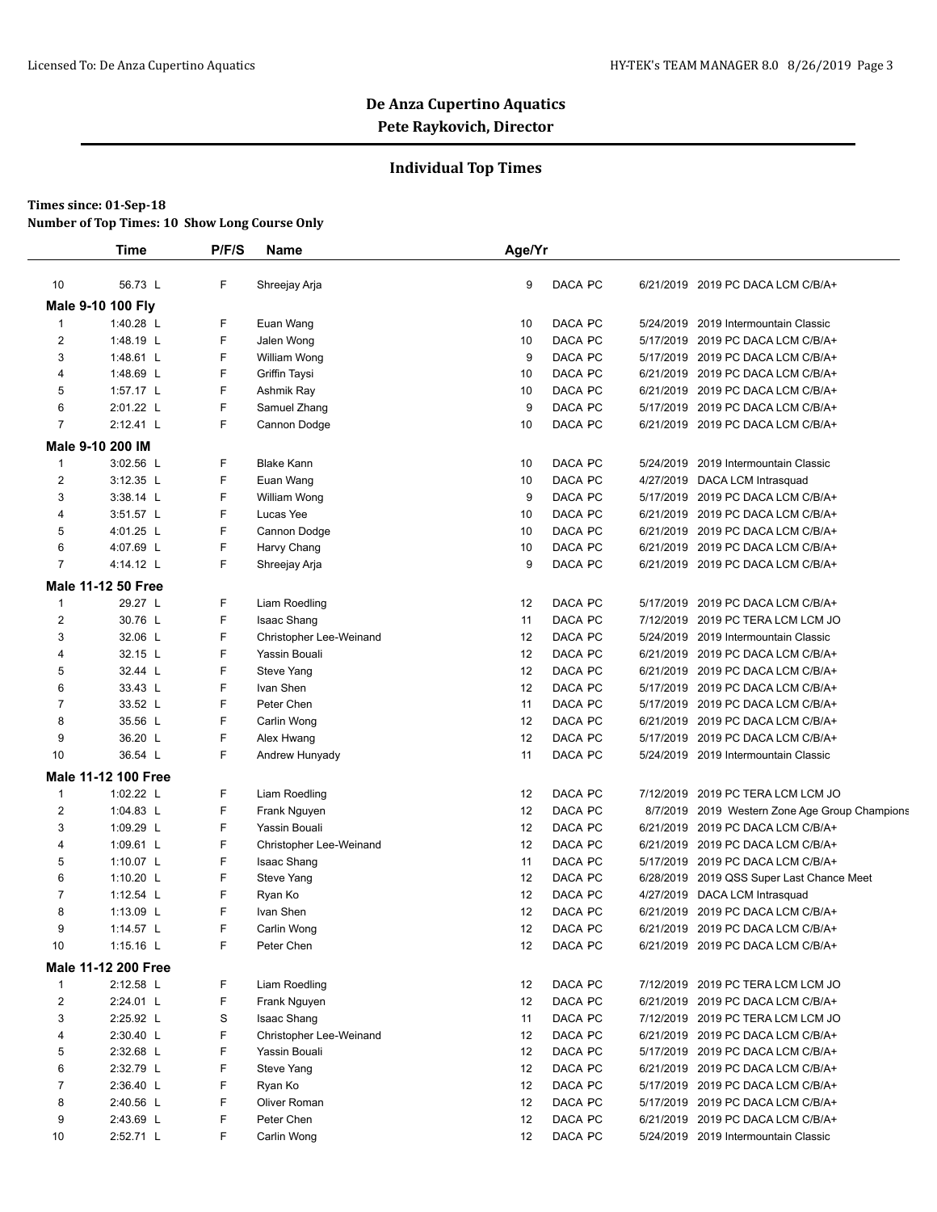**De Anza Cupertino Aquatics**
**Pete Raykovich, Director**

## Individual Top Times

**Times since: 01-Sep-18**
**Number of Top Times: 10 Show Long Course Only**

| | Time | P/F/S | Name | Age/Yr | | | |
|---|---|---|---|---|---|---|---|
| 10 | 56.73 L | F | Shreejay Arja | 9 | DACA PC | 6/21/2019 | 2019 PC DACA LCM C/B/A+ |
| **Male 9-10 100 Fly** | | | | | | | |
| 1 | 1:40.28 L | F | Euan Wang | 10 | DACA PC | 5/24/2019 | 2019 Intermountain Classic |
| 2 | 1:48.19 L | F | Jalen Wong | 10 | DACA PC | 5/17/2019 | 2019 PC DACA LCM C/B/A+ |
| 3 | 1:48.61 L | F | William Wong | 9 | DACA PC | 5/17/2019 | 2019 PC DACA LCM C/B/A+ |
| 4 | 1:48.69 L | F | Griffin Taysi | 10 | DACA PC | 6/21/2019 | 2019 PC DACA LCM C/B/A+ |
| 5 | 1:57.17 L | F | Ashmik Ray | 10 | DACA PC | 6/21/2019 | 2019 PC DACA LCM C/B/A+ |
| 6 | 2:01.22 L | F | Samuel Zhang | 9 | DACA PC | 5/17/2019 | 2019 PC DACA LCM C/B/A+ |
| 7 | 2:12.41 L | F | Cannon Dodge | 10 | DACA PC | 6/21/2019 | 2019 PC DACA LCM C/B/A+ |
| **Male 9-10 200 IM** | | | | | | | |
| 1 | 3:02.56 L | F | Blake Kann | 10 | DACA PC | 5/24/2019 | 2019 Intermountain Classic |
| 2 | 3:12.35 L | F | Euan Wang | 10 | DACA PC | 4/27/2019 | DACA LCM Intrasquad |
| 3 | 3:38.14 L | F | William Wong | 9 | DACA PC | 5/17/2019 | 2019 PC DACA LCM C/B/A+ |
| 4 | 3:51.57 L | F | Lucas Yee | 10 | DACA PC | 6/21/2019 | 2019 PC DACA LCM C/B/A+ |
| 5 | 4:01.25 L | F | Cannon Dodge | 10 | DACA PC | 6/21/2019 | 2019 PC DACA LCM C/B/A+ |
| 6 | 4:07.69 L | F | Harvy Chang | 10 | DACA PC | 6/21/2019 | 2019 PC DACA LCM C/B/A+ |
| 7 | 4:14.12 L | F | Shreejay Arja | 9 | DACA PC | 6/21/2019 | 2019 PC DACA LCM C/B/A+ |
| **Male 11-12 50 Free** | | | | | | | |
| 1 | 29.27 L | F | Liam Roedling | 12 | DACA PC | 5/17/2019 | 2019 PC DACA LCM C/B/A+ |
| 2 | 30.76 L | F | Isaac Shang | 11 | DACA PC | 7/12/2019 | 2019 PC TERA LCM LCM JO |
| 3 | 32.06 L | F | Christopher Lee-Weinand | 12 | DACA PC | 5/24/2019 | 2019 Intermountain Classic |
| 4 | 32.15 L | F | Yassin Bouali | 12 | DACA PC | 6/21/2019 | 2019 PC DACA LCM C/B/A+ |
| 5 | 32.44 L | F | Steve Yang | 12 | DACA PC | 6/21/2019 | 2019 PC DACA LCM C/B/A+ |
| 6 | 33.43 L | F | Ivan Shen | 12 | DACA PC | 5/17/2019 | 2019 PC DACA LCM C/B/A+ |
| 7 | 33.52 L | F | Peter Chen | 11 | DACA PC | 5/17/2019 | 2019 PC DACA LCM C/B/A+ |
| 8 | 35.56 L | F | Carlin Wong | 12 | DACA PC | 6/21/2019 | 2019 PC DACA LCM C/B/A+ |
| 9 | 36.20 L | F | Alex Hwang | 12 | DACA PC | 5/17/2019 | 2019 PC DACA LCM C/B/A+ |
| 10 | 36.54 L | F | Andrew Hunyady | 11 | DACA PC | 5/24/2019 | 2019 Intermountain Classic |
| **Male 11-12 100 Free** | | | | | | | |
| 1 | 1:02.22 L | F | Liam Roedling | 12 | DACA PC | 7/12/2019 | 2019 PC TERA LCM LCM JO |
| 2 | 1:04.83 L | F | Frank Nguyen | 12 | DACA PC | 8/7/2019 | 2019 Western Zone Age Group Champions |
| 3 | 1:09.29 L | F | Yassin Bouali | 12 | DACA PC | 6/21/2019 | 2019 PC DACA LCM C/B/A+ |
| 4 | 1:09.61 L | F | Christopher Lee-Weinand | 12 | DACA PC | 6/21/2019 | 2019 PC DACA LCM C/B/A+ |
| 5 | 1:10.07 L | F | Isaac Shang | 11 | DACA PC | 5/17/2019 | 2019 PC DACA LCM C/B/A+ |
| 6 | 1:10.20 L | F | Steve Yang | 12 | DACA PC | 6/28/2019 | 2019 QSS Super Last Chance Meet |
| 7 | 1:12.54 L | F | Ryan Ko | 12 | DACA PC | 4/27/2019 | DACA LCM Intrasquad |
| 8 | 1:13.09 L | F | Ivan Shen | 12 | DACA PC | 6/21/2019 | 2019 PC DACA LCM C/B/A+ |
| 9 | 1:14.57 L | F | Carlin Wong | 12 | DACA PC | 6/21/2019 | 2019 PC DACA LCM C/B/A+ |
| 10 | 1:15.16 L | F | Peter Chen | 12 | DACA PC | 6/21/2019 | 2019 PC DACA LCM C/B/A+ |
| **Male 11-12 200 Free** | | | | | | | |
| 1 | 2:12.58 L | F | Liam Roedling | 12 | DACA PC | 7/12/2019 | 2019 PC TERA LCM LCM JO |
| 2 | 2:24.01 L | F | Frank Nguyen | 12 | DACA PC | 6/21/2019 | 2019 PC DACA LCM C/B/A+ |
| 3 | 2:25.92 L | S | Isaac Shang | 11 | DACA PC | 7/12/2019 | 2019 PC TERA LCM LCM JO |
| 4 | 2:30.40 L | F | Christopher Lee-Weinand | 12 | DACA PC | 6/21/2019 | 2019 PC DACA LCM C/B/A+ |
| 5 | 2:32.68 L | F | Yassin Bouali | 12 | DACA PC | 5/17/2019 | 2019 PC DACA LCM C/B/A+ |
| 6 | 2:32.79 L | F | Steve Yang | 12 | DACA PC | 6/21/2019 | 2019 PC DACA LCM C/B/A+ |
| 7 | 2:36.40 L | F | Ryan Ko | 12 | DACA PC | 5/17/2019 | 2019 PC DACA LCM C/B/A+ |
| 8 | 2:40.56 L | F | Oliver Roman | 12 | DACA PC | 5/17/2019 | 2019 PC DACA LCM C/B/A+ |
| 9 | 2:43.69 L | F | Peter Chen | 12 | DACA PC | 6/21/2019 | 2019 PC DACA LCM C/B/A+ |
| 10 | 2:52.71 L | F | Carlin Wong | 12 | DACA PC | 5/24/2019 | 2019 Intermountain Classic |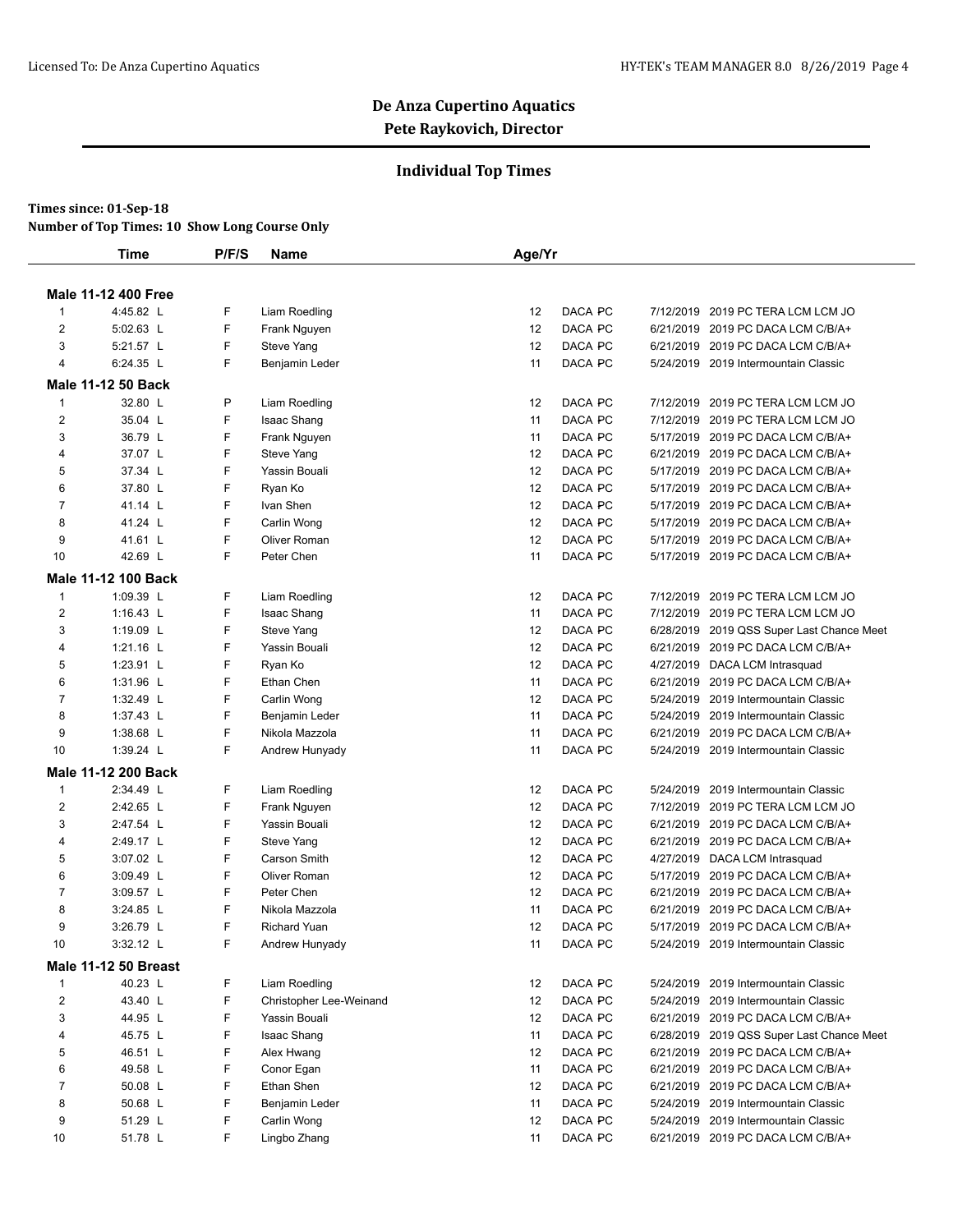# De Anza Cupertino Aquatics

## Pete Raykovich, Director

### Individual Top Times

**Times since: 01-Sep-18**

**Number of Top Times: 10 Show Long Course Only**

| | Time | P/F/S | Name | Age/Yr | | | |
|---|---|---|---|---|---|---|---|
| **Male 11-12 400 Free** | | | | | | | |
| 1 | 4:45.82 L | F | Liam Roedling | 12 | DACA PC | 7/12/2019 | 2019 PC TERA LCM LCM JO |
| 2 | 5:02.63 L | F | Frank Nguyen | 12 | DACA PC | 6/21/2019 | 2019 PC DACA LCM C/B/A+ |
| 3 | 5:21.57 L | F | Steve Yang | 12 | DACA PC | 6/21/2019 | 2019 PC DACA LCM C/B/A+ |
| 4 | 6:24.35 L | F | Benjamin Leder | 11 | DACA PC | 5/24/2019 | 2019 Intermountain Classic |
| **Male 11-12 50 Back** | | | | | | | |
| 1 | 32.80 L | P | Liam Roedling | 12 | DACA PC | 7/12/2019 | 2019 PC TERA LCM LCM JO |
| 2 | 35.04 L | F | Isaac Shang | 11 | DACA PC | 7/12/2019 | 2019 PC TERA LCM LCM JO |
| 3 | 36.79 L | F | Frank Nguyen | 11 | DACA PC | 5/17/2019 | 2019 PC DACA LCM C/B/A+ |
| 4 | 37.07 L | F | Steve Yang | 12 | DACA PC | 6/21/2019 | 2019 PC DACA LCM C/B/A+ |
| 5 | 37.34 L | F | Yassin Bouali | 12 | DACA PC | 5/17/2019 | 2019 PC DACA LCM C/B/A+ |
| 6 | 37.80 L | F | Ryan Ko | 12 | DACA PC | 5/17/2019 | 2019 PC DACA LCM C/B/A+ |
| 7 | 41.14 L | F | Ivan Shen | 12 | DACA PC | 5/17/2019 | 2019 PC DACA LCM C/B/A+ |
| 8 | 41.24 L | F | Carlin Wong | 12 | DACA PC | 5/17/2019 | 2019 PC DACA LCM C/B/A+ |
| 9 | 41.61 L | F | Oliver Roman | 12 | DACA PC | 5/17/2019 | 2019 PC DACA LCM C/B/A+ |
| 10 | 42.69 L | F | Peter Chen | 11 | DACA PC | 5/17/2019 | 2019 PC DACA LCM C/B/A+ |
| **Male 11-12 100 Back** | | | | | | | |
| 1 | 1:09.39 L | F | Liam Roedling | 12 | DACA PC | 7/12/2019 | 2019 PC TERA LCM LCM JO |
| 2 | 1:16.43 L | F | Isaac Shang | 11 | DACA PC | 7/12/2019 | 2019 PC TERA LCM LCM JO |
| 3 | 1:19.09 L | F | Steve Yang | 12 | DACA PC | 6/28/2019 | 2019 QSS Super Last Chance Meet |
| 4 | 1:21.16 L | F | Yassin Bouali | 12 | DACA PC | 6/21/2019 | 2019 PC DACA LCM C/B/A+ |
| 5 | 1:23.91 L | F | Ryan Ko | 12 | DACA PC | 4/27/2019 | DACA LCM Intrasquad |
| 6 | 1:31.96 L | F | Ethan Chen | 11 | DACA PC | 6/21/2019 | 2019 PC DACA LCM C/B/A+ |
| 7 | 1:32.49 L | F | Carlin Wong | 12 | DACA PC | 5/24/2019 | 2019 Intermountain Classic |
| 8 | 1:37.43 L | F | Benjamin Leder | 11 | DACA PC | 5/24/2019 | 2019 Intermountain Classic |
| 9 | 1:38.68 L | F | Nikola Mazzola | 11 | DACA PC | 6/21/2019 | 2019 PC DACA LCM C/B/A+ |
| 10 | 1:39.24 L | F | Andrew Hunyady | 11 | DACA PC | 5/24/2019 | 2019 Intermountain Classic |
| **Male 11-12 200 Back** | | | | | | | |
| 1 | 2:34.49 L | F | Liam Roedling | 12 | DACA PC | 5/24/2019 | 2019 Intermountain Classic |
| 2 | 2:42.65 L | F | Frank Nguyen | 12 | DACA PC | 7/12/2019 | 2019 PC TERA LCM LCM JO |
| 3 | 2:47.54 L | F | Yassin Bouali | 12 | DACA PC | 6/21/2019 | 2019 PC DACA LCM C/B/A+ |
| 4 | 2:49.17 L | F | Steve Yang | 12 | DACA PC | 6/21/2019 | 2019 PC DACA LCM C/B/A+ |
| 5 | 3:07.02 L | F | Carson Smith | 12 | DACA PC | 4/27/2019 | DACA LCM Intrasquad |
| 6 | 3:09.49 L | F | Oliver Roman | 12 | DACA PC | 5/17/2019 | 2019 PC DACA LCM C/B/A+ |
| 7 | 3:09.57 L | F | Peter Chen | 12 | DACA PC | 6/21/2019 | 2019 PC DACA LCM C/B/A+ |
| 8 | 3:24.85 L | F | Nikola Mazzola | 11 | DACA PC | 6/21/2019 | 2019 PC DACA LCM C/B/A+ |
| 9 | 3:26.79 L | F | Richard Yuan | 12 | DACA PC | 5/17/2019 | 2019 PC DACA LCM C/B/A+ |
| 10 | 3:32.12 L | F | Andrew Hunyady | 11 | DACA PC | 5/24/2019 | 2019 Intermountain Classic |
| **Male 11-12 50 Breast** | | | | | | | |
| 1 | 40.23 L | F | Liam Roedling | 12 | DACA PC | 5/24/2019 | 2019 Intermountain Classic |
| 2 | 43.40 L | F | Christopher Lee-Weinand | 12 | DACA PC | 5/24/2019 | 2019 Intermountain Classic |
| 3 | 44.95 L | F | Yassin Bouali | 12 | DACA PC | 6/21/2019 | 2019 PC DACA LCM C/B/A+ |
| 4 | 45.75 L | F | Isaac Shang | 11 | DACA PC | 6/28/2019 | 2019 QSS Super Last Chance Meet |
| 5 | 46.51 L | F | Alex Hwang | 12 | DACA PC | 6/21/2019 | 2019 PC DACA LCM C/B/A+ |
| 6 | 49.58 L | F | Conor Egan | 11 | DACA PC | 6/21/2019 | 2019 PC DACA LCM C/B/A+ |
| 7 | 50.08 L | F | Ethan Shen | 12 | DACA PC | 6/21/2019 | 2019 PC DACA LCM C/B/A+ |
| 8 | 50.68 L | F | Benjamin Leder | 11 | DACA PC | 5/24/2019 | 2019 Intermountain Classic |
| 9 | 51.29 L | F | Carlin Wong | 12 | DACA PC | 5/24/2019 | 2019 Intermountain Classic |
| 10 | 51.78 L | F | Lingbo Zhang | 11 | DACA PC | 6/21/2019 | 2019 PC DACA LCM C/B/A+ |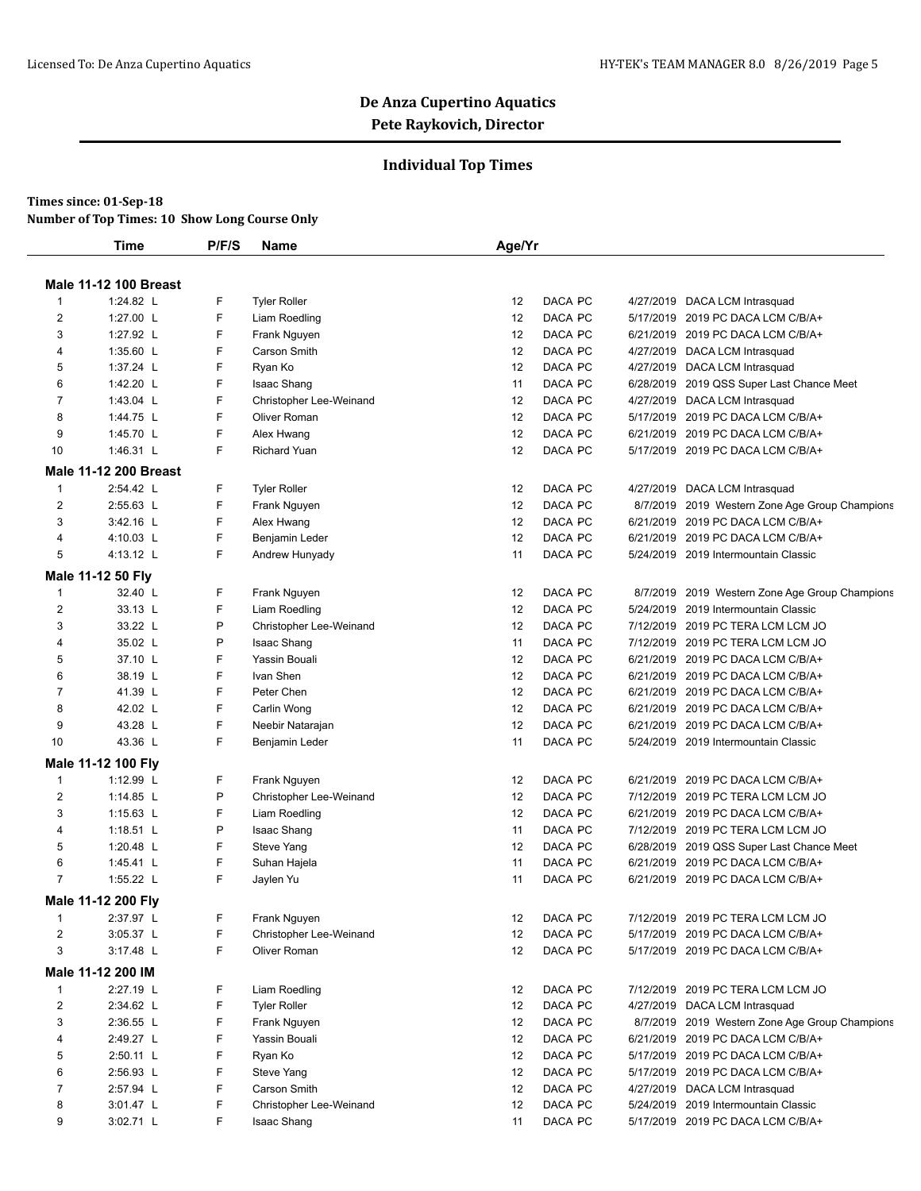## De Anza Cupertino Aquatics

**Pete Raykovich, Director**

### Individual Top Times

**Times since: 01-Sep-18**

**Number of Top Times: 10 Show Long Course Only**

| | Time | P/F/S | Name | Age/Yr | Team | LSC | Date | Meet |
|---|---|---|---|---|---|---|---|---|
| **Male 11-12 100 Breast** | | | | | | | | |
| 1 | 1:24.82 L | F | Tyler Roller | 12 | DACA | PC | 4/27/2019 | DACA LCM Intrasquad |
| 2 | 1:27.00 L | F | Liam Roedling | 12 | DACA | PC | 5/17/2019 | 2019 PC DACA LCM C/B/A+ |
| 3 | 1:27.92 L | F | Frank Nguyen | 12 | DACA | PC | 6/21/2019 | 2019 PC DACA LCM C/B/A+ |
| 4 | 1:35.60 L | F | Carson Smith | 12 | DACA | PC | 4/27/2019 | DACA LCM Intrasquad |
| 5 | 1:37.24 L | F | Ryan Ko | 12 | DACA | PC | 4/27/2019 | DACA LCM Intrasquad |
| 6 | 1:42.20 L | F | Isaac Shang | 11 | DACA | PC | 6/28/2019 | 2019 QSS Super Last Chance Meet |
| 7 | 1:43.04 L | F | Christopher Lee-Weinand | 12 | DACA | PC | 4/27/2019 | DACA LCM Intrasquad |
| 8 | 1:44.75 L | F | Oliver Roman | 12 | DACA | PC | 5/17/2019 | 2019 PC DACA LCM C/B/A+ |
| 9 | 1:45.70 L | F | Alex Hwang | 12 | DACA | PC | 6/21/2019 | 2019 PC DACA LCM C/B/A+ |
| 10 | 1:46.31 L | F | Richard Yuan | 12 | DACA | PC | 5/17/2019 | 2019 PC DACA LCM C/B/A+ |
| **Male 11-12 200 Breast** | | | | | | | | |
| 1 | 2:54.42 L | F | Tyler Roller | 12 | DACA | PC | 4/27/2019 | DACA LCM Intrasquad |
| 2 | 2:55.63 L | F | Frank Nguyen | 12 | DACA | PC | 8/7/2019 | 2019 Western Zone Age Group Champions |
| 3 | 3:42.16 L | F | Alex Hwang | 12 | DACA | PC | 6/21/2019 | 2019 PC DACA LCM C/B/A+ |
| 4 | 4:10.03 L | F | Benjamin Leder | 12 | DACA | PC | 6/21/2019 | 2019 PC DACA LCM C/B/A+ |
| 5 | 4:13.12 L | F | Andrew Hunyady | 11 | DACA | PC | 5/24/2019 | 2019 Intermountain Classic |
| **Male 11-12 50 Fly** | | | | | | | | |
| 1 | 32.40 L | F | Frank Nguyen | 12 | DACA | PC | 8/7/2019 | 2019 Western Zone Age Group Champions |
| 2 | 33.13 L | F | Liam Roedling | 12 | DACA | PC | 5/24/2019 | 2019 Intermountain Classic |
| 3 | 33.22 L | P | Christopher Lee-Weinand | 12 | DACA | PC | 7/12/2019 | 2019 PC TERA LCM LCM JO |
| 4 | 35.02 L | P | Isaac Shang | 11 | DACA | PC | 7/12/2019 | 2019 PC TERA LCM LCM JO |
| 5 | 37.10 L | F | Yassin Bouali | 12 | DACA | PC | 6/21/2019 | 2019 PC DACA LCM C/B/A+ |
| 6 | 38.19 L | F | Ivan Shen | 12 | DACA | PC | 6/21/2019 | 2019 PC DACA LCM C/B/A+ |
| 7 | 41.39 L | F | Peter Chen | 12 | DACA | PC | 6/21/2019 | 2019 PC DACA LCM C/B/A+ |
| 8 | 42.02 L | F | Carlin Wong | 12 | DACA | PC | 6/21/2019 | 2019 PC DACA LCM C/B/A+ |
| 9 | 43.28 L | F | Neebir Natarajan | 12 | DACA | PC | 6/21/2019 | 2019 PC DACA LCM C/B/A+ |
| 10 | 43.36 L | F | Benjamin Leder | 11 | DACA | PC | 5/24/2019 | 2019 Intermountain Classic |
| **Male 11-12 100 Fly** | | | | | | | | |
| 1 | 1:12.99 L | F | Frank Nguyen | 12 | DACA | PC | 6/21/2019 | 2019 PC DACA LCM C/B/A+ |
| 2 | 1:14.85 L | P | Christopher Lee-Weinand | 12 | DACA | PC | 7/12/2019 | 2019 PC TERA LCM LCM JO |
| 3 | 1:15.63 L | F | Liam Roedling | 12 | DACA | PC | 6/21/2019 | 2019 PC DACA LCM C/B/A+ |
| 4 | 1:18.51 L | P | Isaac Shang | 11 | DACA | PC | 7/12/2019 | 2019 PC TERA LCM LCM JO |
| 5 | 1:20.48 L | F | Steve Yang | 12 | DACA | PC | 6/28/2019 | 2019 QSS Super Last Chance Meet |
| 6 | 1:45.41 L | F | Suhan Hajela | 11 | DACA | PC | 6/21/2019 | 2019 PC DACA LCM C/B/A+ |
| 7 | 1:55.22 L | F | Jaylen Yu | 11 | DACA | PC | 6/21/2019 | 2019 PC DACA LCM C/B/A+ |
| **Male 11-12 200 Fly** | | | | | | | | |
| 1 | 2:37.97 L | F | Frank Nguyen | 12 | DACA | PC | 7/12/2019 | 2019 PC TERA LCM LCM JO |
| 2 | 3:05.37 L | F | Christopher Lee-Weinand | 12 | DACA | PC | 5/17/2019 | 2019 PC DACA LCM C/B/A+ |
| 3 | 3:17.48 L | F | Oliver Roman | 12 | DACA | PC | 5/17/2019 | 2019 PC DACA LCM C/B/A+ |
| **Male 11-12 200 IM** | | | | | | | | |
| 1 | 2:27.19 L | F | Liam Roedling | 12 | DACA | PC | 7/12/2019 | 2019 PC TERA LCM LCM JO |
| 2 | 2:34.62 L | F | Tyler Roller | 12 | DACA | PC | 4/27/2019 | DACA LCM Intrasquad |
| 3 | 2:36.55 L | F | Frank Nguyen | 12 | DACA | PC | 8/7/2019 | 2019 Western Zone Age Group Champions |
| 4 | 2:49.27 L | F | Yassin Bouali | 12 | DACA | PC | 6/21/2019 | 2019 PC DACA LCM C/B/A+ |
| 5 | 2:50.11 L | F | Ryan Ko | 12 | DACA | PC | 5/17/2019 | 2019 PC DACA LCM C/B/A+ |
| 6 | 2:56.93 L | F | Steve Yang | 12 | DACA | PC | 5/17/2019 | 2019 PC DACA LCM C/B/A+ |
| 7 | 2:57.94 L | F | Carson Smith | 12 | DACA | PC | 4/27/2019 | DACA LCM Intrasquad |
| 8 | 3:01.47 L | F | Christopher Lee-Weinand | 12 | DACA | PC | 5/24/2019 | 2019 Intermountain Classic |
| 9 | 3:02.71 L | F | Isaac Shang | 11 | DACA | PC | 5/17/2019 | 2019 PC DACA LCM C/B/A+ |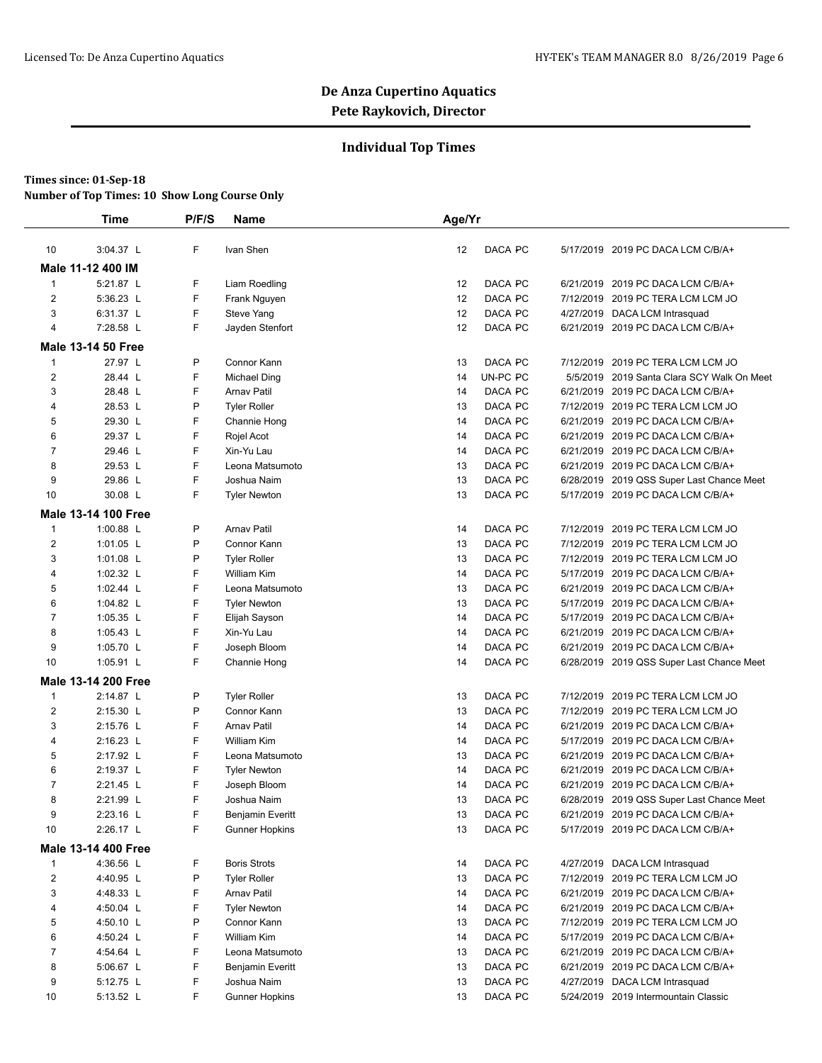## De Anza Cupertino Aquatics

**Pete Raykovich, Director**

### Individual Top Times

**Times since: 01-Sep-18**

**Number of Top Times: 10 Show Long Course Only**

| | Time | P/F/S | Name | Age/Yr | | | |
|---|---|---|---|---|---|---|---|
| 10 | 3:04.37 L | F | Ivan Shen | 12 | DACA PC | 5/17/2019 | 2019 PC DACA LCM C/B/A+ |
| **Male 11-12 400 IM** | | | | | | | |
| 1 | 5:21.87 L | F | Liam Roedling | 12 | DACA PC | 6/21/2019 | 2019 PC DACA LCM C/B/A+ |
| 2 | 5:36.23 L | F | Frank Nguyen | 12 | DACA PC | 7/12/2019 | 2019 PC TERA LCM LCM JO |
| 3 | 6:31.37 L | F | Steve Yang | 12 | DACA PC | 4/27/2019 | DACA LCM Intrasquad |
| 4 | 7:28.58 L | F | Jayden Stenfort | 12 | DACA PC | 6/21/2019 | 2019 PC DACA LCM C/B/A+ |
| **Male 13-14 50 Free** | | | | | | | |
| 1 | 27.97 L | P | Connor Kann | 13 | DACA PC | 7/12/2019 | 2019 PC TERA LCM LCM JO |
| 2 | 28.44 L | F | Michael Ding | 14 | UN-PC PC | 5/5/2019 | 2019 Santa Clara SCY Walk On Meet |
| 3 | 28.48 L | F | Arnav Patil | 14 | DACA PC | 6/21/2019 | 2019 PC DACA LCM C/B/A+ |
| 4 | 28.53 L | P | Tyler Roller | 13 | DACA PC | 7/12/2019 | 2019 PC TERA LCM LCM JO |
| 5 | 29.30 L | F | Channie Hong | 14 | DACA PC | 6/21/2019 | 2019 PC DACA LCM C/B/A+ |
| 6 | 29.37 L | F | Rojel Acot | 14 | DACA PC | 6/21/2019 | 2019 PC DACA LCM C/B/A+ |
| 7 | 29.46 L | F | Xin-Yu Lau | 14 | DACA PC | 6/21/2019 | 2019 PC DACA LCM C/B/A+ |
| 8 | 29.53 L | F | Leona Matsumoto | 13 | DACA PC | 6/21/2019 | 2019 PC DACA LCM C/B/A+ |
| 9 | 29.86 L | F | Joshua Naim | 13 | DACA PC | 6/28/2019 | 2019 QSS Super Last Chance Meet |
| 10 | 30.08 L | F | Tyler Newton | 13 | DACA PC | 5/17/2019 | 2019 PC DACA LCM C/B/A+ |
| **Male 13-14 100 Free** | | | | | | | |
| 1 | 1:00.88 L | P | Arnav Patil | 14 | DACA PC | 7/12/2019 | 2019 PC TERA LCM LCM JO |
| 2 | 1:01.05 L | P | Connor Kann | 13 | DACA PC | 7/12/2019 | 2019 PC TERA LCM LCM JO |
| 3 | 1:01.08 L | P | Tyler Roller | 13 | DACA PC | 7/12/2019 | 2019 PC TERA LCM LCM JO |
| 4 | 1:02.32 L | F | William Kim | 14 | DACA PC | 5/17/2019 | 2019 PC DACA LCM C/B/A+ |
| 5 | 1:02.44 L | F | Leona Matsumoto | 13 | DACA PC | 6/21/2019 | 2019 PC DACA LCM C/B/A+ |
| 6 | 1:04.82 L | F | Tyler Newton | 13 | DACA PC | 5/17/2019 | 2019 PC DACA LCM C/B/A+ |
| 7 | 1:05.35 L | F | Elijah Sayson | 14 | DACA PC | 5/17/2019 | 2019 PC DACA LCM C/B/A+ |
| 8 | 1:05.43 L | F | Xin-Yu Lau | 14 | DACA PC | 6/21/2019 | 2019 PC DACA LCM C/B/A+ |
| 9 | 1:05.70 L | F | Joseph Bloom | 14 | DACA PC | 6/21/2019 | 2019 PC DACA LCM C/B/A+ |
| 10 | 1:05.91 L | F | Channie Hong | 14 | DACA PC | 6/28/2019 | 2019 QSS Super Last Chance Meet |
| **Male 13-14 200 Free** | | | | | | | |
| 1 | 2:14.87 L | P | Tyler Roller | 13 | DACA PC | 7/12/2019 | 2019 PC TERA LCM LCM JO |
| 2 | 2:15.30 L | P | Connor Kann | 13 | DACA PC | 7/12/2019 | 2019 PC TERA LCM LCM JO |
| 3 | 2:15.76 L | F | Arnav Patil | 14 | DACA PC | 6/21/2019 | 2019 PC DACA LCM C/B/A+ |
| 4 | 2:16.23 L | F | William Kim | 14 | DACA PC | 5/17/2019 | 2019 PC DACA LCM C/B/A+ |
| 5 | 2:17.92 L | F | Leona Matsumoto | 13 | DACA PC | 6/21/2019 | 2019 PC DACA LCM C/B/A+ |
| 6 | 2:19.37 L | F | Tyler Newton | 14 | DACA PC | 6/21/2019 | 2019 PC DACA LCM C/B/A+ |
| 7 | 2:21.45 L | F | Joseph Bloom | 14 | DACA PC | 6/21/2019 | 2019 PC DACA LCM C/B/A+ |
| 8 | 2:21.99 L | F | Joshua Naim | 13 | DACA PC | 6/28/2019 | 2019 QSS Super Last Chance Meet |
| 9 | 2:23.16 L | F | Benjamin Everitt | 13 | DACA PC | 6/21/2019 | 2019 PC DACA LCM C/B/A+ |
| 10 | 2:26.17 L | F | Gunner Hopkins | 13 | DACA PC | 5/17/2019 | 2019 PC DACA LCM C/B/A+ |
| **Male 13-14 400 Free** | | | | | | | |
| 1 | 4:36.56 L | F | Boris Strots | 14 | DACA PC | 4/27/2019 | DACA LCM Intrasquad |
| 2 | 4:40.95 L | P | Tyler Roller | 13 | DACA PC | 7/12/2019 | 2019 PC TERA LCM LCM JO |
| 3 | 4:48.33 L | F | Arnav Patil | 14 | DACA PC | 6/21/2019 | 2019 PC DACA LCM C/B/A+ |
| 4 | 4:50.04 L | F | Tyler Newton | 14 | DACA PC | 6/21/2019 | 2019 PC DACA LCM C/B/A+ |
| 5 | 4:50.10 L | P | Connor Kann | 13 | DACA PC | 7/12/2019 | 2019 PC TERA LCM LCM JO |
| 6 | 4:50.24 L | F | William Kim | 14 | DACA PC | 5/17/2019 | 2019 PC DACA LCM C/B/A+ |
| 7 | 4:54.64 L | F | Leona Matsumoto | 13 | DACA PC | 6/21/2019 | 2019 PC DACA LCM C/B/A+ |
| 8 | 5:06.67 L | F | Benjamin Everitt | 13 | DACA PC | 6/21/2019 | 2019 PC DACA LCM C/B/A+ |
| 9 | 5:12.75 L | F | Joshua Naim | 13 | DACA PC | 4/27/2019 | DACA LCM Intrasquad |
| 10 | 5:13.52 L | F | Gunner Hopkins | 13 | DACA PC | 5/24/2019 | 2019 Intermountain Classic |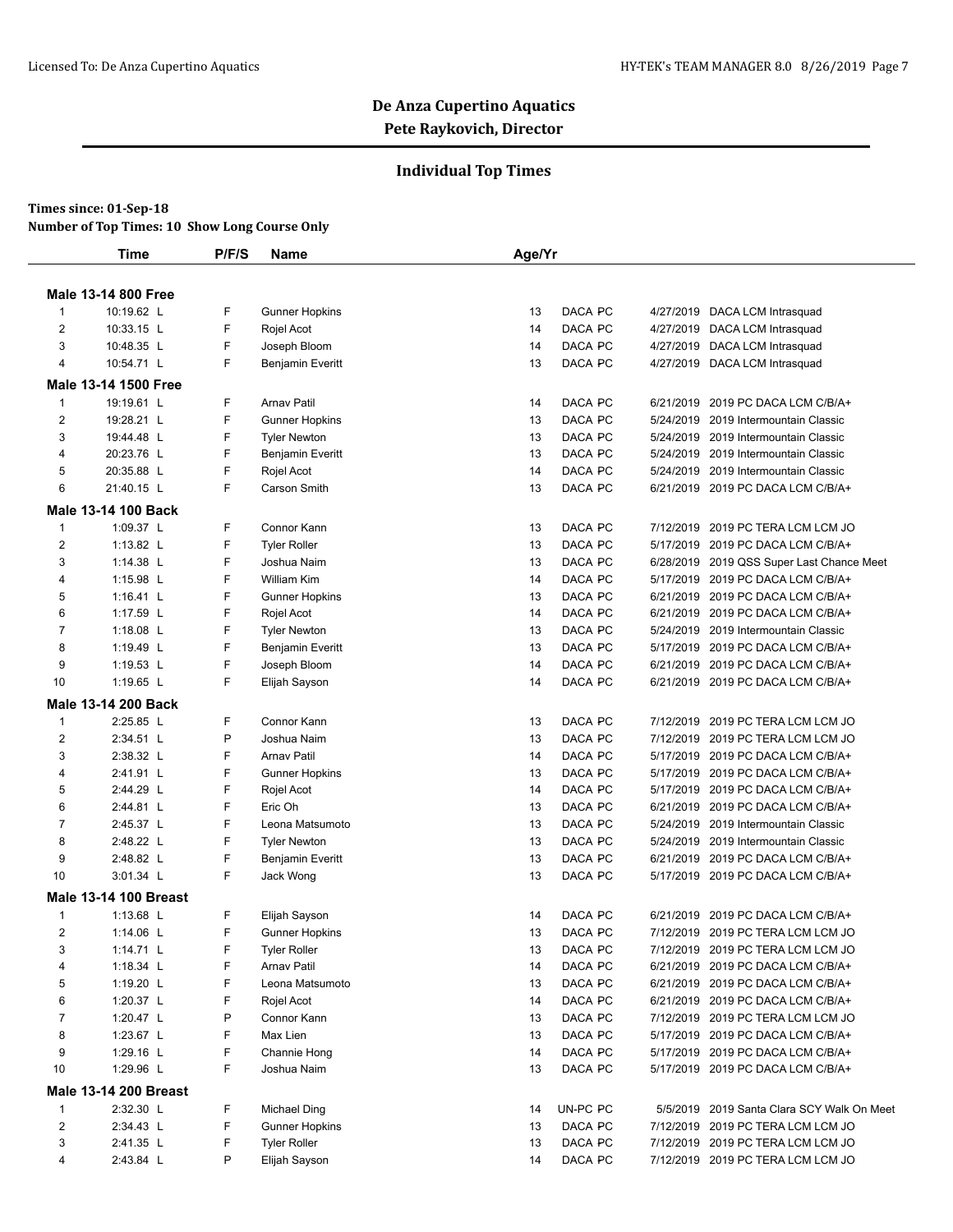## De Anza Cupertino Aquatics
## Pete Raykovich, Director

### Individual Top Times

**Times since: 01-Sep-18**
**Number of Top Times: 10 Show Long Course Only**

| | Time | P/F/S | Name | Age/Yr | Team | Date | Meet |
|---|---|---|---|---|---|---|---|
| **Male 13-14 800 Free** | | | | | | | |
| 1 | 10:19.62 L | F | Gunner Hopkins | 13 | DACA PC | 4/27/2019 | DACA LCM Intrasquad |
| 2 | 10:33.15 L | F | Rojel Acot | 14 | DACA PC | 4/27/2019 | DACA LCM Intrasquad |
| 3 | 10:48.35 L | F | Joseph Bloom | 14 | DACA PC | 4/27/2019 | DACA LCM Intrasquad |
| 4 | 10:54.71 L | F | Benjamin Everitt | 13 | DACA PC | 4/27/2019 | DACA LCM Intrasquad |
| **Male 13-14 1500 Free** | | | | | | | |
| 1 | 19:19.61 L | F | Arnav Patil | 14 | DACA PC | 6/21/2019 | 2019 PC DACA LCM C/B/A+ |
| 2 | 19:28.21 L | F | Gunner Hopkins | 13 | DACA PC | 5/24/2019 | 2019 Intermountain Classic |
| 3 | 19:44.48 L | F | Tyler Newton | 13 | DACA PC | 5/24/2019 | 2019 Intermountain Classic |
| 4 | 20:23.76 L | F | Benjamin Everitt | 13 | DACA PC | 5/24/2019 | 2019 Intermountain Classic |
| 5 | 20:35.88 L | F | Rojel Acot | 14 | DACA PC | 5/24/2019 | 2019 Intermountain Classic |
| 6 | 21:40.15 L | F | Carson Smith | 13 | DACA PC | 6/21/2019 | 2019 PC DACA LCM C/B/A+ |
| **Male 13-14 100 Back** | | | | | | | |
| 1 | 1:09.37 L | F | Connor Kann | 13 | DACA PC | 7/12/2019 | 2019 PC TERA LCM LCM JO |
| 2 | 1:13.82 L | F | Tyler Roller | 13 | DACA PC | 5/17/2019 | 2019 PC DACA LCM C/B/A+ |
| 3 | 1:14.38 L | F | Joshua Naim | 13 | DACA PC | 6/28/2019 | 2019 QSS Super Last Chance Meet |
| 4 | 1:15.98 L | F | William Kim | 14 | DACA PC | 5/17/2019 | 2019 PC DACA LCM C/B/A+ |
| 5 | 1:16.41 L | F | Gunner Hopkins | 13 | DACA PC | 6/21/2019 | 2019 PC DACA LCM C/B/A+ |
| 6 | 1:17.59 L | F | Rojel Acot | 14 | DACA PC | 6/21/2019 | 2019 PC DACA LCM C/B/A+ |
| 7 | 1:18.08 L | F | Tyler Newton | 13 | DACA PC | 5/24/2019 | 2019 Intermountain Classic |
| 8 | 1:19.49 L | F | Benjamin Everitt | 13 | DACA PC | 5/17/2019 | 2019 PC DACA LCM C/B/A+ |
| 9 | 1:19.53 L | F | Joseph Bloom | 14 | DACA PC | 6/21/2019 | 2019 PC DACA LCM C/B/A+ |
| 10 | 1:19.65 L | F | Elijah Sayson | 14 | DACA PC | 6/21/2019 | 2019 PC DACA LCM C/B/A+ |
| **Male 13-14 200 Back** | | | | | | | |
| 1 | 2:25.85 L | F | Connor Kann | 13 | DACA PC | 7/12/2019 | 2019 PC TERA LCM LCM JO |
| 2 | 2:34.51 L | P | Joshua Naim | 13 | DACA PC | 7/12/2019 | 2019 PC TERA LCM LCM JO |
| 3 | 2:38.32 L | F | Arnav Patil | 14 | DACA PC | 5/17/2019 | 2019 PC DACA LCM C/B/A+ |
| 4 | 2:41.91 L | F | Gunner Hopkins | 13 | DACA PC | 5/17/2019 | 2019 PC DACA LCM C/B/A+ |
| 5 | 2:44.29 L | F | Rojel Acot | 14 | DACA PC | 5/17/2019 | 2019 PC DACA LCM C/B/A+ |
| 6 | 2:44.81 L | F | Eric Oh | 13 | DACA PC | 6/21/2019 | 2019 PC DACA LCM C/B/A+ |
| 7 | 2:45.37 L | F | Leona Matsumoto | 13 | DACA PC | 5/24/2019 | 2019 Intermountain Classic |
| 8 | 2:48.22 L | F | Tyler Newton | 13 | DACA PC | 5/24/2019 | 2019 Intermountain Classic |
| 9 | 2:48.82 L | F | Benjamin Everitt | 13 | DACA PC | 6/21/2019 | 2019 PC DACA LCM C/B/A+ |
| 10 | 3:01.34 L | F | Jack Wong | 13 | DACA PC | 5/17/2019 | 2019 PC DACA LCM C/B/A+ |
| **Male 13-14 100 Breast** | | | | | | | |
| 1 | 1:13.68 L | F | Elijah Sayson | 14 | DACA PC | 6/21/2019 | 2019 PC DACA LCM C/B/A+ |
| 2 | 1:14.06 L | F | Gunner Hopkins | 13 | DACA PC | 7/12/2019 | 2019 PC TERA LCM LCM JO |
| 3 | 1:14.71 L | F | Tyler Roller | 13 | DACA PC | 7/12/2019 | 2019 PC TERA LCM LCM JO |
| 4 | 1:18.34 L | F | Arnav Patil | 14 | DACA PC | 6/21/2019 | 2019 PC DACA LCM C/B/A+ |
| 5 | 1:19.20 L | F | Leona Matsumoto | 13 | DACA PC | 6/21/2019 | 2019 PC DACA LCM C/B/A+ |
| 6 | 1:20.37 L | F | Rojel Acot | 14 | DACA PC | 6/21/2019 | 2019 PC DACA LCM C/B/A+ |
| 7 | 1:20.47 L | P | Connor Kann | 13 | DACA PC | 7/12/2019 | 2019 PC TERA LCM LCM JO |
| 8 | 1:23.67 L | F | Max Lien | 13 | DACA PC | 5/17/2019 | 2019 PC DACA LCM C/B/A+ |
| 9 | 1:29.16 L | F | Channie Hong | 14 | DACA PC | 5/17/2019 | 2019 PC DACA LCM C/B/A+ |
| 10 | 1:29.96 L | F | Joshua Naim | 13 | DACA PC | 5/17/2019 | 2019 PC DACA LCM C/B/A+ |
| **Male 13-14 200 Breast** | | | | | | | |
| 1 | 2:32.30 L | F | Michael Ding | 14 | UN-PC PC | 5/5/2019 | 2019 Santa Clara SCY Walk On Meet |
| 2 | 2:34.43 L | F | Gunner Hopkins | 13 | DACA PC | 7/12/2019 | 2019 PC TERA LCM LCM JO |
| 3 | 2:41.35 L | F | Tyler Roller | 13 | DACA PC | 7/12/2019 | 2019 PC TERA LCM LCM JO |
| 4 | 2:43.84 L | P | Elijah Sayson | 14 | DACA PC | 7/12/2019 | 2019 PC TERA LCM LCM JO |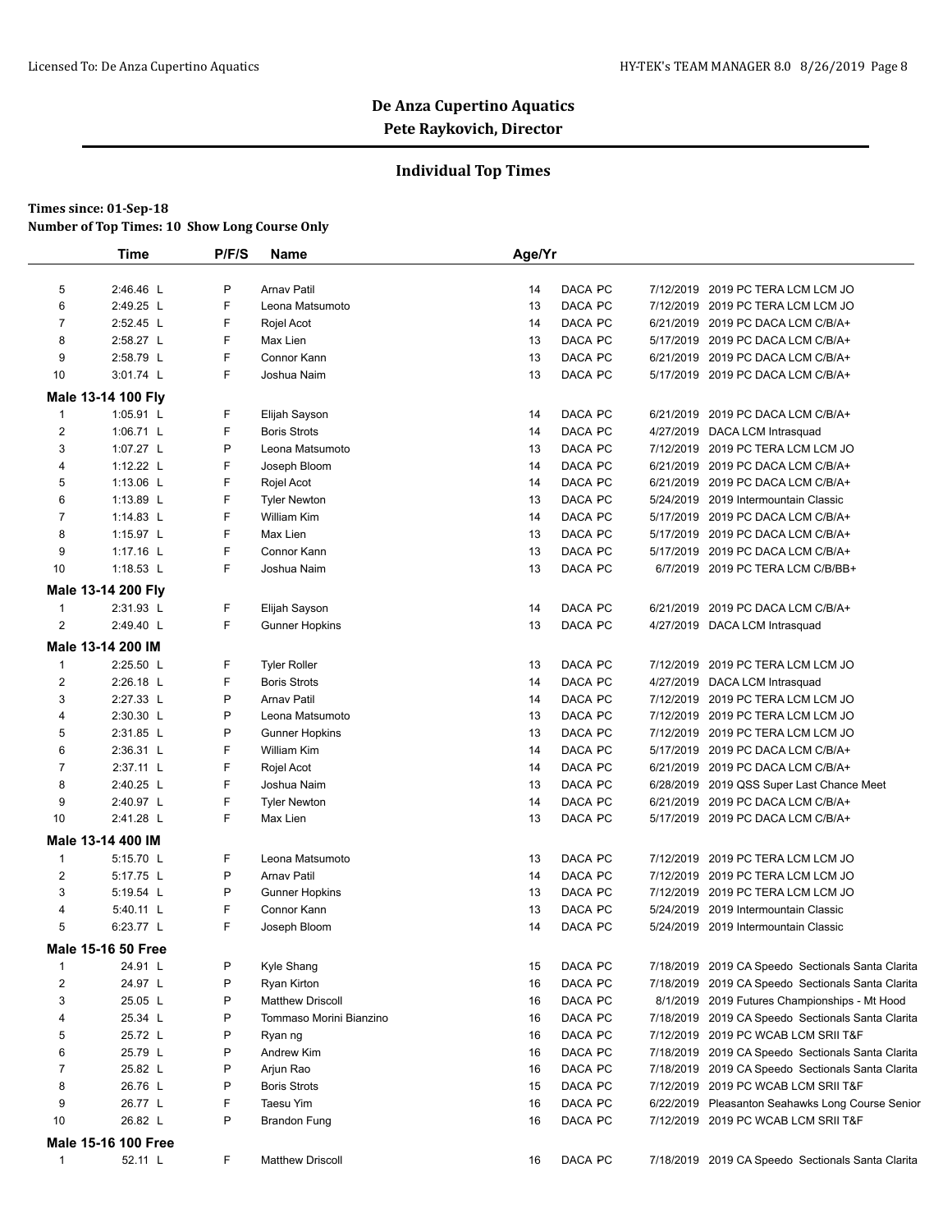# De Anza Cupertino Aquatics
## Pete Raykovich, Director

### Individual Top Times

**Times since: 01-Sep-18**
**Number of Top Times: 10 Show Long Course Only**

| | Time | P/F/S | Name | Age/Yr | | | | |
|---|---|---|---|---|---|---|---|---|
| 5 | 2:46.46 L | P | Arnav Patil | 14 | DACA | PC | 7/12/2019 | 2019 PC TERA LCM LCM JO |
| 6 | 2:49.25 L | F | Leona Matsumoto | 13 | DACA | PC | 7/12/2019 | 2019 PC TERA LCM LCM JO |
| 7 | 2:52.45 L | F | Rojel Acot | 14 | DACA | PC | 6/21/2019 | 2019 PC DACA LCM C/B/A+ |
| 8 | 2:58.27 L | F | Max Lien | 13 | DACA | PC | 5/17/2019 | 2019 PC DACA LCM C/B/A+ |
| 9 | 2:58.79 L | F | Connor Kann | 13 | DACA | PC | 6/21/2019 | 2019 PC DACA LCM C/B/A+ |
| 10 | 3:01.74 L | F | Joshua Naim | 13 | DACA | PC | 5/17/2019 | 2019 PC DACA LCM C/B/A+ |
| **Male 13-14 100 Fly** | | | | | | | | |
| 1 | 1:05.91 L | F | Elijah Sayson | 14 | DACA | PC | 6/21/2019 | 2019 PC DACA LCM C/B/A+ |
| 2 | 1:06.71 L | F | Boris Strots | 14 | DACA | PC | 4/27/2019 | DACA LCM Intrasquad |
| 3 | 1:07.27 L | P | Leona Matsumoto | 13 | DACA | PC | 7/12/2019 | 2019 PC TERA LCM LCM JO |
| 4 | 1:12.22 L | F | Joseph Bloom | 14 | DACA | PC | 6/21/2019 | 2019 PC DACA LCM C/B/A+ |
| 5 | 1:13.06 L | F | Rojel Acot | 14 | DACA | PC | 6/21/2019 | 2019 PC DACA LCM C/B/A+ |
| 6 | 1:13.89 L | F | Tyler Newton | 13 | DACA | PC | 5/24/2019 | 2019 Intermountain Classic |
| 7 | 1:14.83 L | F | William Kim | 14 | DACA | PC | 5/17/2019 | 2019 PC DACA LCM C/B/A+ |
| 8 | 1:15.97 L | F | Max Lien | 13 | DACA | PC | 5/17/2019 | 2019 PC DACA LCM C/B/A+ |
| 9 | 1:17.16 L | F | Connor Kann | 13 | DACA | PC | 5/17/2019 | 2019 PC DACA LCM C/B/A+ |
| 10 | 1:18.53 L | F | Joshua Naim | 13 | DACA | PC | 6/7/2019 | 2019 PC TERA LCM C/B/BB+ |
| **Male 13-14 200 Fly** | | | | | | | | |
| 1 | 2:31.93 L | F | Elijah Sayson | 14 | DACA | PC | 6/21/2019 | 2019 PC DACA LCM C/B/A+ |
| 2 | 2:49.40 L | F | Gunner Hopkins | 13 | DACA | PC | 4/27/2019 | DACA LCM Intrasquad |
| **Male 13-14 200 IM** | | | | | | | | |
| 1 | 2:25.50 L | F | Tyler Roller | 13 | DACA | PC | 7/12/2019 | 2019 PC TERA LCM LCM JO |
| 2 | 2:26.18 L | F | Boris Strots | 14 | DACA | PC | 4/27/2019 | DACA LCM Intrasquad |
| 3 | 2:27.33 L | P | Arnav Patil | 14 | DACA | PC | 7/12/2019 | 2019 PC TERA LCM LCM JO |
| 4 | 2:30.30 L | P | Leona Matsumoto | 13 | DACA | PC | 7/12/2019 | 2019 PC TERA LCM LCM JO |
| 5 | 2:31.85 L | P | Gunner Hopkins | 13 | DACA | PC | 7/12/2019 | 2019 PC TERA LCM LCM JO |
| 6 | 2:36.31 L | F | William Kim | 14 | DACA | PC | 5/17/2019 | 2019 PC DACA LCM C/B/A+ |
| 7 | 2:37.11 L | F | Rojel Acot | 14 | DACA | PC | 6/21/2019 | 2019 PC DACA LCM C/B/A+ |
| 8 | 2:40.25 L | F | Joshua Naim | 13 | DACA | PC | 6/28/2019 | 2019 QSS Super Last Chance Meet |
| 9 | 2:40.97 L | F | Tyler Newton | 14 | DACA | PC | 6/21/2019 | 2019 PC DACA LCM C/B/A+ |
| 10 | 2:41.28 L | F | Max Lien | 13 | DACA | PC | 5/17/2019 | 2019 PC DACA LCM C/B/A+ |
| **Male 13-14 400 IM** | | | | | | | | |
| 1 | 5:15.70 L | F | Leona Matsumoto | 13 | DACA | PC | 7/12/2019 | 2019 PC TERA LCM LCM JO |
| 2 | 5:17.75 L | P | Arnav Patil | 14 | DACA | PC | 7/12/2019 | 2019 PC TERA LCM LCM JO |
| 3 | 5:19.54 L | P | Gunner Hopkins | 13 | DACA | PC | 7/12/2019 | 2019 PC TERA LCM LCM JO |
| 4 | 5:40.11 L | F | Connor Kann | 13 | DACA | PC | 5/24/2019 | 2019 Intermountain Classic |
| 5 | 6:23.77 L | F | Joseph Bloom | 14 | DACA | PC | 5/24/2019 | 2019 Intermountain Classic |
| **Male 15-16 50 Free** | | | | | | | | |
| 1 | 24.91 L | P | Kyle Shang | 15 | DACA | PC | 7/18/2019 | 2019 CA Speedo Sectionals Santa Clarita |
| 2 | 24.97 L | P | Ryan Kirton | 16 | DACA | PC | 7/18/2019 | 2019 CA Speedo Sectionals Santa Clarita |
| 3 | 25.05 L | P | Matthew Driscoll | 16 | DACA | PC | 8/1/2019 | 2019 Futures Championships - Mt Hood |
| 4 | 25.34 L | P | Tommaso Morini Bianzino | 16 | DACA | PC | 7/18/2019 | 2019 CA Speedo Sectionals Santa Clarita |
| 5 | 25.72 L | P | Ryan ng | 16 | DACA | PC | 7/12/2019 | 2019 PC WCAB LCM SRII T&F |
| 6 | 25.79 L | P | Andrew Kim | 16 | DACA | PC | 7/18/2019 | 2019 CA Speedo Sectionals Santa Clarita |
| 7 | 25.82 L | P | Arjun Rao | 16 | DACA | PC | 7/18/2019 | 2019 CA Speedo Sectionals Santa Clarita |
| 8 | 26.76 L | P | Boris Strots | 15 | DACA | PC | 7/12/2019 | 2019 PC WCAB LCM SRII T&F |
| 9 | 26.77 L | F | Taesu Yim | 16 | DACA | PC | 6/22/2019 | Pleasanton Seahawks Long Course Senior |
| 10 | 26.82 L | P | Brandon Fung | 16 | DACA | PC | 7/12/2019 | 2019 PC WCAB LCM SRII T&F |
| **Male 15-16 100 Free** | | | | | | | | |
| 1 | 52.11 L | F | Matthew Driscoll | 16 | DACA | PC | 7/18/2019 | 2019 CA Speedo Sectionals Santa Clarita |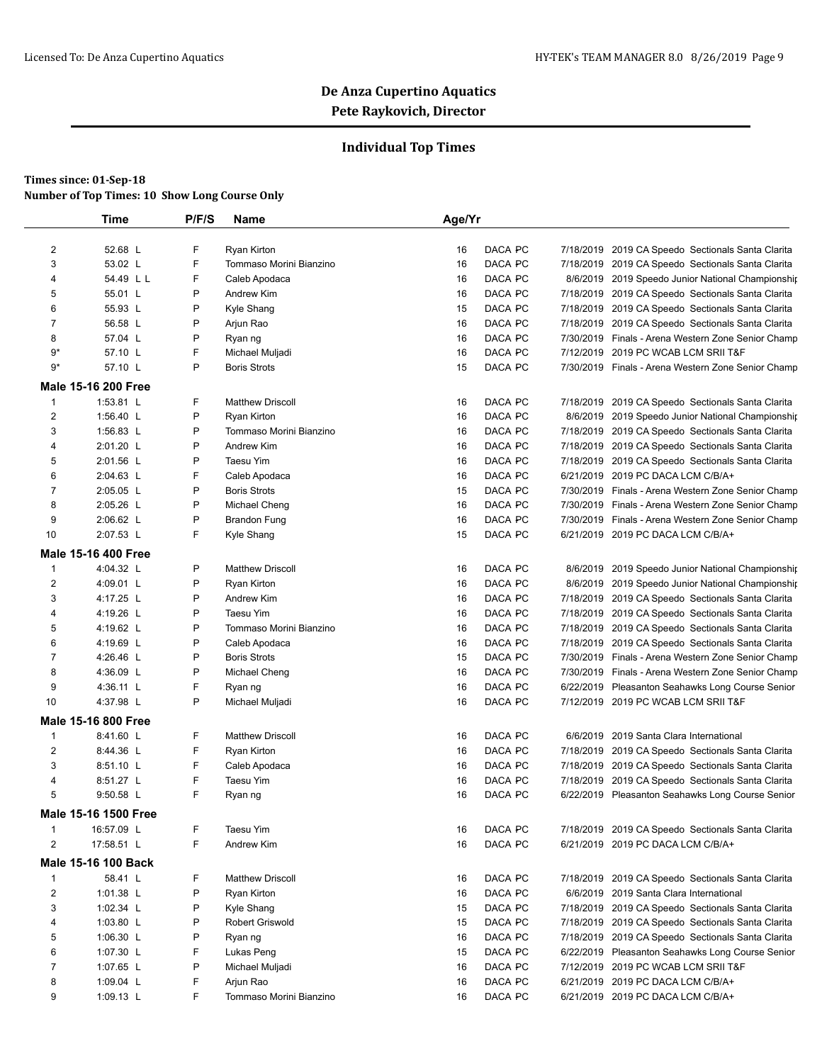# De Anza Cupertino Aquatics

**Pete Raykovich, Director**

## Individual Top Times

**Times since: 01-Sep-18**

**Number of Top Times: 10 Show Long Course Only**

| | Time | P/F/S | Name | Age/Yr | | | | |
|---|---|---|---|---|---|---|---|---|
| 2 | 52.68 L | F | Ryan Kirton | 16 | DACA | PC | 7/18/2019 | 2019 CA Speedo Sectionals Santa Clarita |
| 3 | 53.02 L | F | Tommaso Morini Bianzino | 16 | DACA | PC | 7/18/2019 | 2019 CA Speedo Sectionals Santa Clarita |
| 4 | 54.49 L L | F | Caleb Apodaca | 16 | DACA | PC | 8/6/2019 | 2019 Speedo Junior National Championship |
| 5 | 55.01 L | P | Andrew Kim | 16 | DACA | PC | 7/18/2019 | 2019 CA Speedo Sectionals Santa Clarita |
| 6 | 55.93 L | P | Kyle Shang | 15 | DACA | PC | 7/18/2019 | 2019 CA Speedo Sectionals Santa Clarita |
| 7 | 56.58 L | P | Arjun Rao | 16 | DACA | PC | 7/18/2019 | 2019 CA Speedo Sectionals Santa Clarita |
| 8 | 57.04 L | P | Ryan ng | 16 | DACA | PC | 7/30/2019 | Finals - Arena Western Zone Senior Champ |
| 9* | 57.10 L | F | Michael Muljadi | 16 | DACA | PC | 7/12/2019 | 2019 PC WCAB LCM SRII T&F |
| 9* | 57.10 L | P | Boris Strots | 15 | DACA | PC | 7/30/2019 | Finals - Arena Western Zone Senior Champ |
| **Male 15-16 200 Free** | | | | | | | | |
| 1 | 1:53.81 L | F | Matthew Driscoll | 16 | DACA | PC | 7/18/2019 | 2019 CA Speedo Sectionals Santa Clarita |
| 2 | 1:56.40 L | P | Ryan Kirton | 16 | DACA | PC | 8/6/2019 | 2019 Speedo Junior National Championship |
| 3 | 1:56.83 L | P | Tommaso Morini Bianzino | 16 | DACA | PC | 7/18/2019 | 2019 CA Speedo Sectionals Santa Clarita |
| 4 | 2:01.20 L | P | Andrew Kim | 16 | DACA | PC | 7/18/2019 | 2019 CA Speedo Sectionals Santa Clarita |
| 5 | 2:01.56 L | P | Taesu Yim | 16 | DACA | PC | 7/18/2019 | 2019 CA Speedo Sectionals Santa Clarita |
| 6 | 2:04.63 L | F | Caleb Apodaca | 16 | DACA | PC | 6/21/2019 | 2019 PC DACA LCM C/B/A+ |
| 7 | 2:05.05 L | P | Boris Strots | 15 | DACA | PC | 7/30/2019 | Finals - Arena Western Zone Senior Champ |
| 8 | 2:05.26 L | P | Michael Cheng | 16 | DACA | PC | 7/30/2019 | Finals - Arena Western Zone Senior Champ |
| 9 | 2:06.62 L | P | Brandon Fung | 16 | DACA | PC | 7/30/2019 | Finals - Arena Western Zone Senior Champ |
| 10 | 2:07.53 L | F | Kyle Shang | 15 | DACA | PC | 6/21/2019 | 2019 PC DACA LCM C/B/A+ |
| **Male 15-16 400 Free** | | | | | | | | |
| 1 | 4:04.32 L | P | Matthew Driscoll | 16 | DACA | PC | 8/6/2019 | 2019 Speedo Junior National Championship |
| 2 | 4:09.01 L | P | Ryan Kirton | 16 | DACA | PC | 8/6/2019 | 2019 Speedo Junior National Championship |
| 3 | 4:17.25 L | P | Andrew Kim | 16 | DACA | PC | 7/18/2019 | 2019 CA Speedo Sectionals Santa Clarita |
| 4 | 4:19.26 L | P | Taesu Yim | 16 | DACA | PC | 7/18/2019 | 2019 CA Speedo Sectionals Santa Clarita |
| 5 | 4:19.62 L | P | Tommaso Morini Bianzino | 16 | DACA | PC | 7/18/2019 | 2019 CA Speedo Sectionals Santa Clarita |
| 6 | 4:19.69 L | P | Caleb Apodaca | 16 | DACA | PC | 7/18/2019 | 2019 CA Speedo Sectionals Santa Clarita |
| 7 | 4:26.46 L | P | Boris Strots | 15 | DACA | PC | 7/30/2019 | Finals - Arena Western Zone Senior Champ |
| 8 | 4:36.09 L | P | Michael Cheng | 16 | DACA | PC | 7/30/2019 | Finals - Arena Western Zone Senior Champ |
| 9 | 4:36.11 L | F | Ryan ng | 16 | DACA | PC | 6/22/2019 | Pleasanton Seahawks Long Course Senior |
| 10 | 4:37.98 L | P | Michael Muljadi | 16 | DACA | PC | 7/12/2019 | 2019 PC WCAB LCM SRII T&F |
| **Male 15-16 800 Free** | | | | | | | | |
| 1 | 8:41.60 L | F | Matthew Driscoll | 16 | DACA | PC | 6/6/2019 | 2019 Santa Clara International |
| 2 | 8:44.36 L | F | Ryan Kirton | 16 | DACA | PC | 7/18/2019 | 2019 CA Speedo Sectionals Santa Clarita |
| 3 | 8:51.10 L | F | Caleb Apodaca | 16 | DACA | PC | 7/18/2019 | 2019 CA Speedo Sectionals Santa Clarita |
| 4 | 8:51.27 L | F | Taesu Yim | 16 | DACA | PC | 7/18/2019 | 2019 CA Speedo Sectionals Santa Clarita |
| 5 | 9:50.58 L | F | Ryan ng | 16 | DACA | PC | 6/22/2019 | Pleasanton Seahawks Long Course Senior |
| **Male 15-16 1500 Free** | | | | | | | | |
| 1 | 16:57.09 L | F | Taesu Yim | 16 | DACA | PC | 7/18/2019 | 2019 CA Speedo Sectionals Santa Clarita |
| 2 | 17:58.51 L | F | Andrew Kim | 16 | DACA | PC | 6/21/2019 | 2019 PC DACA LCM C/B/A+ |
| **Male 15-16 100 Back** | | | | | | | | |
| 1 | 58.41 L | F | Matthew Driscoll | 16 | DACA | PC | 7/18/2019 | 2019 CA Speedo Sectionals Santa Clarita |
| 2 | 1:01.38 L | P | Ryan Kirton | 16 | DACA | PC | 6/6/2019 | 2019 Santa Clara International |
| 3 | 1:02.34 L | P | Kyle Shang | 15 | DACA | PC | 7/18/2019 | 2019 CA Speedo Sectionals Santa Clarita |
| 4 | 1:03.80 L | P | Robert Griswold | 15 | DACA | PC | 7/18/2019 | 2019 CA Speedo Sectionals Santa Clarita |
| 5 | 1:06.30 L | P | Ryan ng | 16 | DACA | PC | 7/18/2019 | 2019 CA Speedo Sectionals Santa Clarita |
| 6 | 1:07.30 L | F | Lukas Peng | 15 | DACA | PC | 6/22/2019 | Pleasanton Seahawks Long Course Senior |
| 7 | 1:07.65 L | P | Michael Muljadi | 16 | DACA | PC | 7/12/2019 | 2019 PC WCAB LCM SRII T&F |
| 8 | 1:09.04 L | F | Arjun Rao | 16 | DACA | PC | 6/21/2019 | 2019 PC DACA LCM C/B/A+ |
| 9 | 1:09.13 L | F | Tommaso Morini Bianzino | 16 | DACA | PC | 6/21/2019 | 2019 PC DACA LCM C/B/A+ |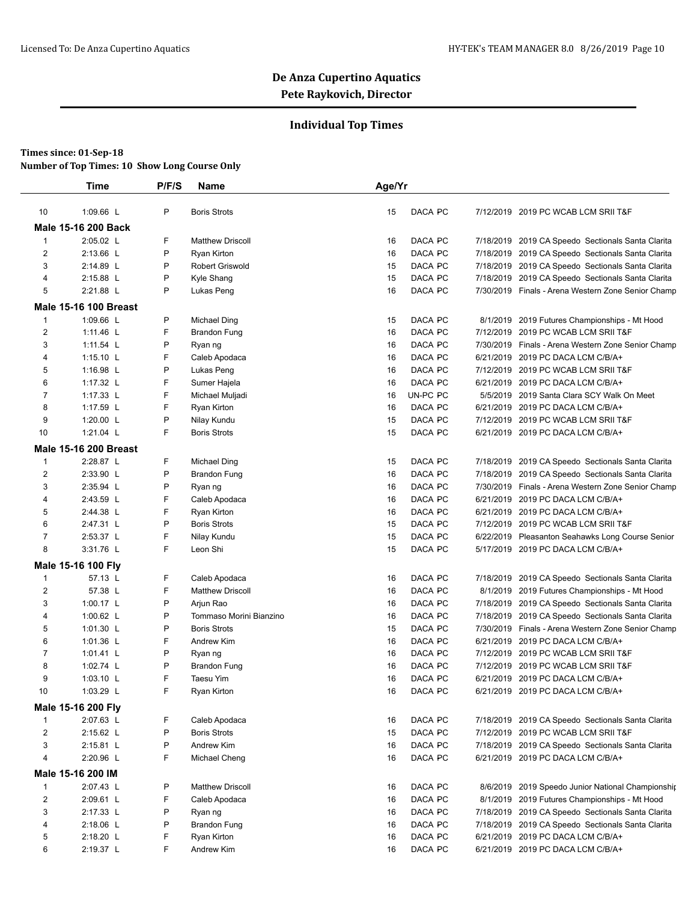**De Anza Cupertino Aquatics**
**Pete Raykovich, Director**

## Individual Top Times

**Times since: 01-Sep-18**
**Number of Top Times: 10 Show Long Course Only**

| | Time | P/F/S | Name | Age/Yr | | | |
|---|---|---|---|---|---|---|---|
| 10 | 1:09.66 L | P | Boris Strots | 15 | DACA PC | 7/12/2019 | 2019 PC WCAB LCM SRII T&F |
| **Male 15-16 200 Back** | | | | | | | |
| 1 | 2:05.02 L | F | Matthew Driscoll | 16 | DACA PC | 7/18/2019 | 2019 CA Speedo Sectionals Santa Clarita |
| 2 | 2:13.66 L | P | Ryan Kirton | 16 | DACA PC | 7/18/2019 | 2019 CA Speedo Sectionals Santa Clarita |
| 3 | 2:14.89 L | P | Robert Griswold | 15 | DACA PC | 7/18/2019 | 2019 CA Speedo Sectionals Santa Clarita |
| 4 | 2:15.88 L | P | Kyle Shang | 15 | DACA PC | 7/18/2019 | 2019 CA Speedo Sectionals Santa Clarita |
| 5 | 2:21.88 L | P | Lukas Peng | 16 | DACA PC | 7/30/2019 | Finals - Arena Western Zone Senior Champ |
| **Male 15-16 100 Breast** | | | | | | | |
| 1 | 1:09.66 L | P | Michael Ding | 15 | DACA PC | 8/1/2019 | 2019 Futures Championships - Mt Hood |
| 2 | 1:11.46 L | F | Brandon Fung | 16 | DACA PC | 7/12/2019 | 2019 PC WCAB LCM SRII T&F |
| 3 | 1:11.54 L | P | Ryan ng | 16 | DACA PC | 7/30/2019 | Finals - Arena Western Zone Senior Champ |
| 4 | 1:15.10 L | F | Caleb Apodaca | 16 | DACA PC | 6/21/2019 | 2019 PC DACA LCM C/B/A+ |
| 5 | 1:16.98 L | P | Lukas Peng | 16 | DACA PC | 7/12/2019 | 2019 PC WCAB LCM SRII T&F |
| 6 | 1:17.32 L | F | Sumer Hajela | 16 | DACA PC | 6/21/2019 | 2019 PC DACA LCM C/B/A+ |
| 7 | 1:17.33 L | F | Michael Muljadi | 16 | UN-PC PC | 5/5/2019 | 2019 Santa Clara SCY Walk On Meet |
| 8 | 1:17.59 L | F | Ryan Kirton | 16 | DACA PC | 6/21/2019 | 2019 PC DACA LCM C/B/A+ |
| 9 | 1:20.00 L | P | Nilay Kundu | 15 | DACA PC | 7/12/2019 | 2019 PC WCAB LCM SRII T&F |
| 10 | 1:21.04 L | F | Boris Strots | 15 | DACA PC | 6/21/2019 | 2019 PC DACA LCM C/B/A+ |
| **Male 15-16 200 Breast** | | | | | | | |
| 1 | 2:28.87 L | F | Michael Ding | 15 | DACA PC | 7/18/2019 | 2019 CA Speedo Sectionals Santa Clarita |
| 2 | 2:33.90 L | P | Brandon Fung | 16 | DACA PC | 7/18/2019 | 2019 CA Speedo Sectionals Santa Clarita |
| 3 | 2:35.94 L | P | Ryan ng | 16 | DACA PC | 7/30/2019 | Finals - Arena Western Zone Senior Champ |
| 4 | 2:43.59 L | F | Caleb Apodaca | 16 | DACA PC | 6/21/2019 | 2019 PC DACA LCM C/B/A+ |
| 5 | 2:44.38 L | F | Ryan Kirton | 16 | DACA PC | 6/21/2019 | 2019 PC DACA LCM C/B/A+ |
| 6 | 2:47.31 L | P | Boris Strots | 15 | DACA PC | 7/12/2019 | 2019 PC WCAB LCM SRII T&F |
| 7 | 2:53.37 L | F | Nilay Kundu | 15 | DACA PC | 6/22/2019 | Pleasanton Seahawks Long Course Senior |
| 8 | 3:31.76 L | F | Leon Shi | 15 | DACA PC | 5/17/2019 | 2019 PC DACA LCM C/B/A+ |
| **Male 15-16 100 Fly** | | | | | | | |
| 1 | 57.13 L | F | Caleb Apodaca | 16 | DACA PC | 7/18/2019 | 2019 CA Speedo Sectionals Santa Clarita |
| 2 | 57.38 L | F | Matthew Driscoll | 16 | DACA PC | 8/1/2019 | 2019 Futures Championships - Mt Hood |
| 3 | 1:00.17 L | P | Arjun Rao | 16 | DACA PC | 7/18/2019 | 2019 CA Speedo Sectionals Santa Clarita |
| 4 | 1:00.62 L | P | Tommaso Morini Bianzino | 16 | DACA PC | 7/18/2019 | 2019 CA Speedo Sectionals Santa Clarita |
| 5 | 1:01.30 L | P | Boris Strots | 15 | DACA PC | 7/30/2019 | Finals - Arena Western Zone Senior Champ |
| 6 | 1:01.36 L | F | Andrew Kim | 16 | DACA PC | 6/21/2019 | 2019 PC DACA LCM C/B/A+ |
| 7 | 1:01.41 L | P | Ryan ng | 16 | DACA PC | 7/12/2019 | 2019 PC WCAB LCM SRII T&F |
| 8 | 1:02.74 L | P | Brandon Fung | 16 | DACA PC | 7/12/2019 | 2019 PC WCAB LCM SRII T&F |
| 9 | 1:03.10 L | F | Taesu Yim | 16 | DACA PC | 6/21/2019 | 2019 PC DACA LCM C/B/A+ |
| 10 | 1:03.29 L | F | Ryan Kirton | 16 | DACA PC | 6/21/2019 | 2019 PC DACA LCM C/B/A+ |
| **Male 15-16 200 Fly** | | | | | | | |
| 1 | 2:07.63 L | F | Caleb Apodaca | 16 | DACA PC | 7/18/2019 | 2019 CA Speedo Sectionals Santa Clarita |
| 2 | 2:15.62 L | P | Boris Strots | 15 | DACA PC | 7/12/2019 | 2019 PC WCAB LCM SRII T&F |
| 3 | 2:15.81 L | P | Andrew Kim | 16 | DACA PC | 7/18/2019 | 2019 CA Speedo Sectionals Santa Clarita |
| 4 | 2:20.96 L | F | Michael Cheng | 16 | DACA PC | 6/21/2019 | 2019 PC DACA LCM C/B/A+ |
| **Male 15-16 200 IM** | | | | | | | |
| 1 | 2:07.43 L | P | Matthew Driscoll | 16 | DACA PC | 8/6/2019 | 2019 Speedo Junior National Championship |
| 2 | 2:09.61 L | F | Caleb Apodaca | 16 | DACA PC | 8/1/2019 | 2019 Futures Championships - Mt Hood |
| 3 | 2:17.33 L | P | Ryan ng | 16 | DACA PC | 7/18/2019 | 2019 CA Speedo Sectionals Santa Clarita |
| 4 | 2:18.06 L | P | Brandon Fung | 16 | DACA PC | 7/18/2019 | 2019 CA Speedo Sectionals Santa Clarita |
| 5 | 2:18.20 L | F | Ryan Kirton | 16 | DACA PC | 6/21/2019 | 2019 PC DACA LCM C/B/A+ |
| 6 | 2:19.37 L | F | Andrew Kim | 16 | DACA PC | 6/21/2019 | 2019 PC DACA LCM C/B/A+ |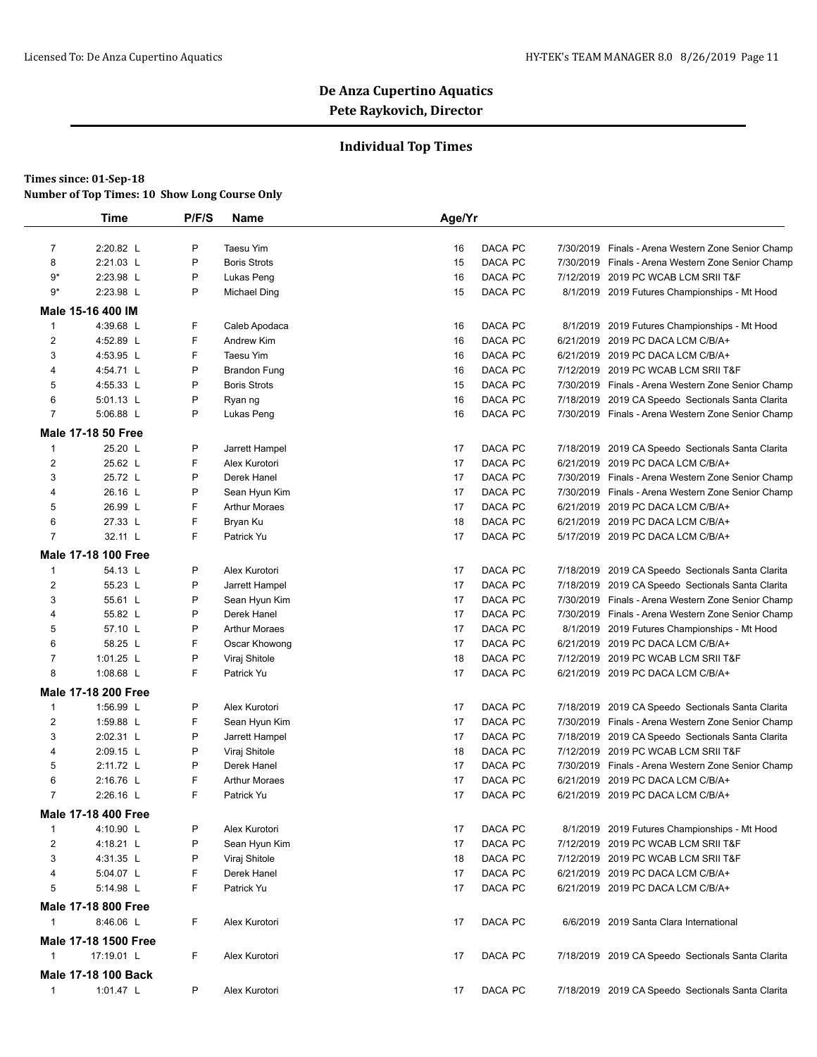**De Anza Cupertino Aquatics**
**Pete Raykovich, Director**

## Individual Top Times

**Times since: 01-Sep-18**
**Number of Top Times: 10 Show Long Course Only**

| | Time | P/F/S | Name | Age/Yr | | | |
|---|---|---|---|---|---|---|---|
| 7 | 2:20.82 L | P | Taesu Yim | 16 | DACA PC | 7/30/2019 | Finals - Arena Western Zone Senior Champ |
| 8 | 2:21.03 L | P | Boris Strots | 15 | DACA PC | 7/30/2019 | Finals - Arena Western Zone Senior Champ |
| 9* | 2:23.98 L | P | Lukas Peng | 16 | DACA PC | 7/12/2019 | 2019 PC WCAB LCM SRII T&F |
| 9* | 2:23.98 L | P | Michael Ding | 15 | DACA PC | 8/1/2019 | 2019 Futures Championships - Mt Hood |
| **Male 15-16 400 IM** | | | | | | | |
| 1 | 4:39.68 L | F | Caleb Apodaca | 16 | DACA PC | 8/1/2019 | 2019 Futures Championships - Mt Hood |
| 2 | 4:52.89 L | F | Andrew Kim | 16 | DACA PC | 6/21/2019 | 2019 PC DACA LCM C/B/A+ |
| 3 | 4:53.95 L | F | Taesu Yim | 16 | DACA PC | 6/21/2019 | 2019 PC DACA LCM C/B/A+ |
| 4 | 4:54.71 L | P | Brandon Fung | 16 | DACA PC | 7/12/2019 | 2019 PC WCAB LCM SRII T&F |
| 5 | 4:55.33 L | P | Boris Strots | 15 | DACA PC | 7/30/2019 | Finals - Arena Western Zone Senior Champ |
| 6 | 5:01.13 L | P | Ryan ng | 16 | DACA PC | 7/18/2019 | 2019 CA Speedo Sectionals Santa Clarita |
| 7 | 5:06.88 L | P | Lukas Peng | 16 | DACA PC | 7/30/2019 | Finals - Arena Western Zone Senior Champ |
| **Male 17-18 50 Free** | | | | | | | |
| 1 | 25.20 L | P | Jarrett Hampel | 17 | DACA PC | 7/18/2019 | 2019 CA Speedo Sectionals Santa Clarita |
| 2 | 25.62 L | F | Alex Kurotori | 17 | DACA PC | 6/21/2019 | 2019 PC DACA LCM C/B/A+ |
| 3 | 25.72 L | P | Derek Hanel | 17 | DACA PC | 7/30/2019 | Finals - Arena Western Zone Senior Champ |
| 4 | 26.16 L | P | Sean Hyun Kim | 17 | DACA PC | 7/30/2019 | Finals - Arena Western Zone Senior Champ |
| 5 | 26.99 L | F | Arthur Moraes | 17 | DACA PC | 6/21/2019 | 2019 PC DACA LCM C/B/A+ |
| 6 | 27.33 L | F | Bryan Ku | 18 | DACA PC | 6/21/2019 | 2019 PC DACA LCM C/B/A+ |
| 7 | 32.11 L | F | Patrick Yu | 17 | DACA PC | 5/17/2019 | 2019 PC DACA LCM C/B/A+ |
| **Male 17-18 100 Free** | | | | | | | |
| 1 | 54.13 L | P | Alex Kurotori | 17 | DACA PC | 7/18/2019 | 2019 CA Speedo Sectionals Santa Clarita |
| 2 | 55.23 L | P | Jarrett Hampel | 17 | DACA PC | 7/18/2019 | 2019 CA Speedo Sectionals Santa Clarita |
| 3 | 55.61 L | P | Sean Hyun Kim | 17 | DACA PC | 7/30/2019 | Finals - Arena Western Zone Senior Champ |
| 4 | 55.82 L | P | Derek Hanel | 17 | DACA PC | 7/30/2019 | Finals - Arena Western Zone Senior Champ |
| 5 | 57.10 L | P | Arthur Moraes | 17 | DACA PC | 8/1/2019 | 2019 Futures Championships - Mt Hood |
| 6 | 58.25 L | F | Oscar Khowong | 17 | DACA PC | 6/21/2019 | 2019 PC DACA LCM C/B/A+ |
| 7 | 1:01.25 L | P | Viraj Shitole | 18 | DACA PC | 7/12/2019 | 2019 PC WCAB LCM SRII T&F |
| 8 | 1:08.68 L | F | Patrick Yu | 17 | DACA PC | 6/21/2019 | 2019 PC DACA LCM C/B/A+ |
| **Male 17-18 200 Free** | | | | | | | |
| 1 | 1:56.99 L | P | Alex Kurotori | 17 | DACA PC | 7/18/2019 | 2019 CA Speedo Sectionals Santa Clarita |
| 2 | 1:59.88 L | F | Sean Hyun Kim | 17 | DACA PC | 7/30/2019 | Finals - Arena Western Zone Senior Champ |
| 3 | 2:02.31 L | P | Jarrett Hampel | 17 | DACA PC | 7/18/2019 | 2019 CA Speedo Sectionals Santa Clarita |
| 4 | 2:09.15 L | P | Viraj Shitole | 18 | DACA PC | 7/12/2019 | 2019 PC WCAB LCM SRII T&F |
| 5 | 2:11.72 L | P | Derek Hanel | 17 | DACA PC | 7/30/2019 | Finals - Arena Western Zone Senior Champ |
| 6 | 2:16.76 L | F | Arthur Moraes | 17 | DACA PC | 6/21/2019 | 2019 PC DACA LCM C/B/A+ |
| 7 | 2:26.16 L | F | Patrick Yu | 17 | DACA PC | 6/21/2019 | 2019 PC DACA LCM C/B/A+ |
| **Male 17-18 400 Free** | | | | | | | |
| 1 | 4:10.90 L | P | Alex Kurotori | 17 | DACA PC | 8/1/2019 | 2019 Futures Championships - Mt Hood |
| 2 | 4:18.21 L | P | Sean Hyun Kim | 17 | DACA PC | 7/12/2019 | 2019 PC WCAB LCM SRII T&F |
| 3 | 4:31.35 L | P | Viraj Shitole | 18 | DACA PC | 7/12/2019 | 2019 PC WCAB LCM SRII T&F |
| 4 | 5:04.07 L | F | Derek Hanel | 17 | DACA PC | 6/21/2019 | 2019 PC DACA LCM C/B/A+ |
| 5 | 5:14.98 L | F | Patrick Yu | 17 | DACA PC | 6/21/2019 | 2019 PC DACA LCM C/B/A+ |
| **Male 17-18 800 Free** | | | | | | | |
| 1 | 8:46.06 L | F | Alex Kurotori | 17 | DACA PC | 6/6/2019 | 2019 Santa Clara International |
| **Male 17-18 1500 Free** | | | | | | | |
| 1 | 17:19.01 L | F | Alex Kurotori | 17 | DACA PC | 7/18/2019 | 2019 CA Speedo Sectionals Santa Clarita |
| **Male 17-18 100 Back** | | | | | | | |
| 1 | 1:01.47 L | P | Alex Kurotori | 17 | DACA PC | 7/18/2019 | 2019 CA Speedo Sectionals Santa Clarita |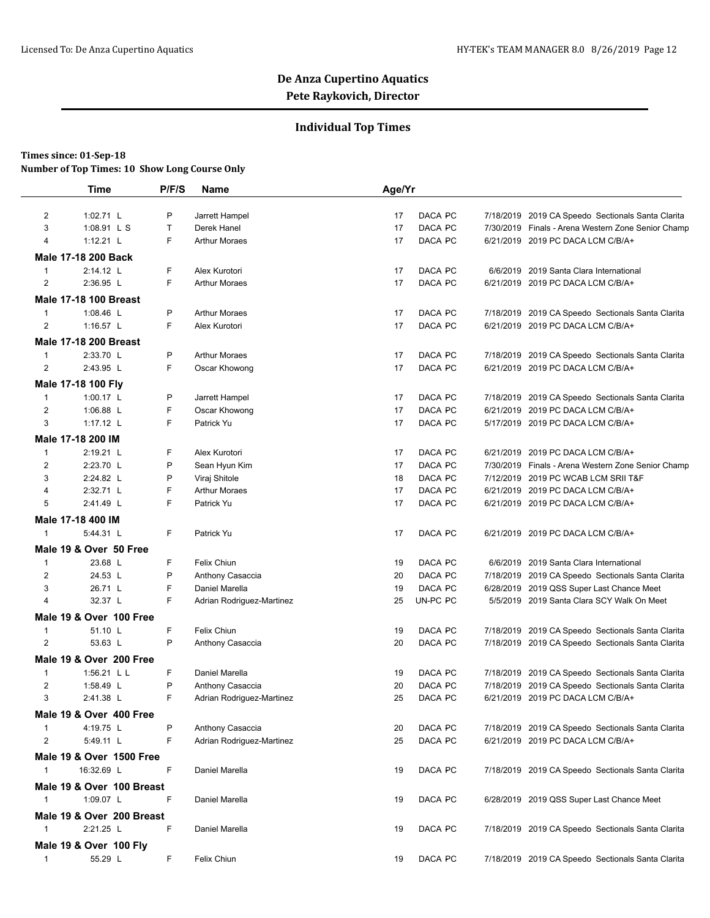# De Anza Cupertino Aquatics

## Pete Raykovich, Director

### Individual Top Times

**Times since: 01-Sep-18**

**Number of Top Times: 10 Show Long Course Only**

| | Time | P/F/S | Name | Age/Yr | | | |
|---|---|---|---|---|---|---|---|
| 2 | 1:02.71 L | P | Jarrett Hampel | 17 | DACA PC | 7/18/2019 | 2019 CA Speedo Sectionals Santa Clarita |
| 3 | 1:08.91 L S | T | Derek Hanel | 17 | DACA PC | 7/30/2019 | Finals - Arena Western Zone Senior Champ |
| 4 | 1:12.21 L | F | Arthur Moraes | 17 | DACA PC | 6/21/2019 | 2019 PC DACA LCM C/B/A+ |
| **Male 17-18 200 Back** | | | | | | | |
| 1 | 2:14.12 L | F | Alex Kurotori | 17 | DACA PC | 6/6/2019 | 2019 Santa Clara International |
| 2 | 2:36.95 L | F | Arthur Moraes | 17 | DACA PC | 6/21/2019 | 2019 PC DACA LCM C/B/A+ |
| **Male 17-18 100 Breast** | | | | | | | |
| 1 | 1:08.46 L | P | Arthur Moraes | 17 | DACA PC | 7/18/2019 | 2019 CA Speedo Sectionals Santa Clarita |
| 2 | 1:16.57 L | F | Alex Kurotori | 17 | DACA PC | 6/21/2019 | 2019 PC DACA LCM C/B/A+ |
| **Male 17-18 200 Breast** | | | | | | | |
| 1 | 2:33.70 L | P | Arthur Moraes | 17 | DACA PC | 7/18/2019 | 2019 CA Speedo Sectionals Santa Clarita |
| 2 | 2:43.95 L | F | Oscar Khowong | 17 | DACA PC | 6/21/2019 | 2019 PC DACA LCM C/B/A+ |
| **Male 17-18 100 Fly** | | | | | | | |
| 1 | 1:00.17 L | P | Jarrett Hampel | 17 | DACA PC | 7/18/2019 | 2019 CA Speedo Sectionals Santa Clarita |
| 2 | 1:06.88 L | F | Oscar Khowong | 17 | DACA PC | 6/21/2019 | 2019 PC DACA LCM C/B/A+ |
| 3 | 1:17.12 L | F | Patrick Yu | 17 | DACA PC | 5/17/2019 | 2019 PC DACA LCM C/B/A+ |
| **Male 17-18 200 IM** | | | | | | | |
| 1 | 2:19.21 L | F | Alex Kurotori | 17 | DACA PC | 6/21/2019 | 2019 PC DACA LCM C/B/A+ |
| 2 | 2:23.70 L | P | Sean Hyun Kim | 17 | DACA PC | 7/30/2019 | Finals - Arena Western Zone Senior Champ |
| 3 | 2:24.82 L | P | Viraj Shitole | 18 | DACA PC | 7/12/2019 | 2019 PC WCAB LCM SRII T&F |
| 4 | 2:32.71 L | F | Arthur Moraes | 17 | DACA PC | 6/21/2019 | 2019 PC DACA LCM C/B/A+ |
| 5 | 2:41.49 L | F | Patrick Yu | 17 | DACA PC | 6/21/2019 | 2019 PC DACA LCM C/B/A+ |
| **Male 17-18 400 IM** | | | | | | | |
| 1 | 5:44.31 L | F | Patrick Yu | 17 | DACA PC | 6/21/2019 | 2019 PC DACA LCM C/B/A+ |
| **Male 19 & Over 50 Free** | | | | | | | |
| 1 | 23.68 L | F | Felix Chiun | 19 | DACA PC | 6/6/2019 | 2019 Santa Clara International |
| 2 | 24.53 L | P | Anthony Casaccia | 20 | DACA PC | 7/18/2019 | 2019 CA Speedo Sectionals Santa Clarita |
| 3 | 26.71 L | F | Daniel Marella | 19 | DACA PC | 6/28/2019 | 2019 QSS Super Last Chance Meet |
| 4 | 32.37 L | F | Adrian Rodriguez-Martinez | 25 | UN-PC PC | 5/5/2019 | 2019 Santa Clara SCY Walk On Meet |
| **Male 19 & Over 100 Free** | | | | | | | |
| 1 | 51.10 L | F | Felix Chiun | 19 | DACA PC | 7/18/2019 | 2019 CA Speedo Sectionals Santa Clarita |
| 2 | 53.63 L | P | Anthony Casaccia | 20 | DACA PC | 7/18/2019 | 2019 CA Speedo Sectionals Santa Clarita |
| **Male 19 & Over 200 Free** | | | | | | | |
| 1 | 1:56.21 L L | F | Daniel Marella | 19 | DACA PC | 7/18/2019 | 2019 CA Speedo Sectionals Santa Clarita |
| 2 | 1:58.49 L | P | Anthony Casaccia | 20 | DACA PC | 7/18/2019 | 2019 CA Speedo Sectionals Santa Clarita |
| 3 | 2:41.38 L | F | Adrian Rodriguez-Martinez | 25 | DACA PC | 6/21/2019 | 2019 PC DACA LCM C/B/A+ |
| **Male 19 & Over 400 Free** | | | | | | | |
| 1 | 4:19.75 L | P | Anthony Casaccia | 20 | DACA PC | 7/18/2019 | 2019 CA Speedo Sectionals Santa Clarita |
| 2 | 5:49.11 L | F | Adrian Rodriguez-Martinez | 25 | DACA PC | 6/21/2019 | 2019 PC DACA LCM C/B/A+ |
| **Male 19 & Over 1500 Free** | | | | | | | |
| 1 | 16:32.69 L | F | Daniel Marella | 19 | DACA PC | 7/18/2019 | 2019 CA Speedo Sectionals Santa Clarita |
| **Male 19 & Over 100 Breast** | | | | | | | |
| 1 | 1:09.07 L | F | Daniel Marella | 19 | DACA PC | 6/28/2019 | 2019 QSS Super Last Chance Meet |
| **Male 19 & Over 200 Breast** | | | | | | | |
| 1 | 2:21.25 L | F | Daniel Marella | 19 | DACA PC | 7/18/2019 | 2019 CA Speedo Sectionals Santa Clarita |
| **Male 19 & Over 100 Fly** | | | | | | | |
| 1 | 55.29 L | F | Felix Chiun | 19 | DACA PC | 7/18/2019 | 2019 CA Speedo Sectionals Santa Clarita |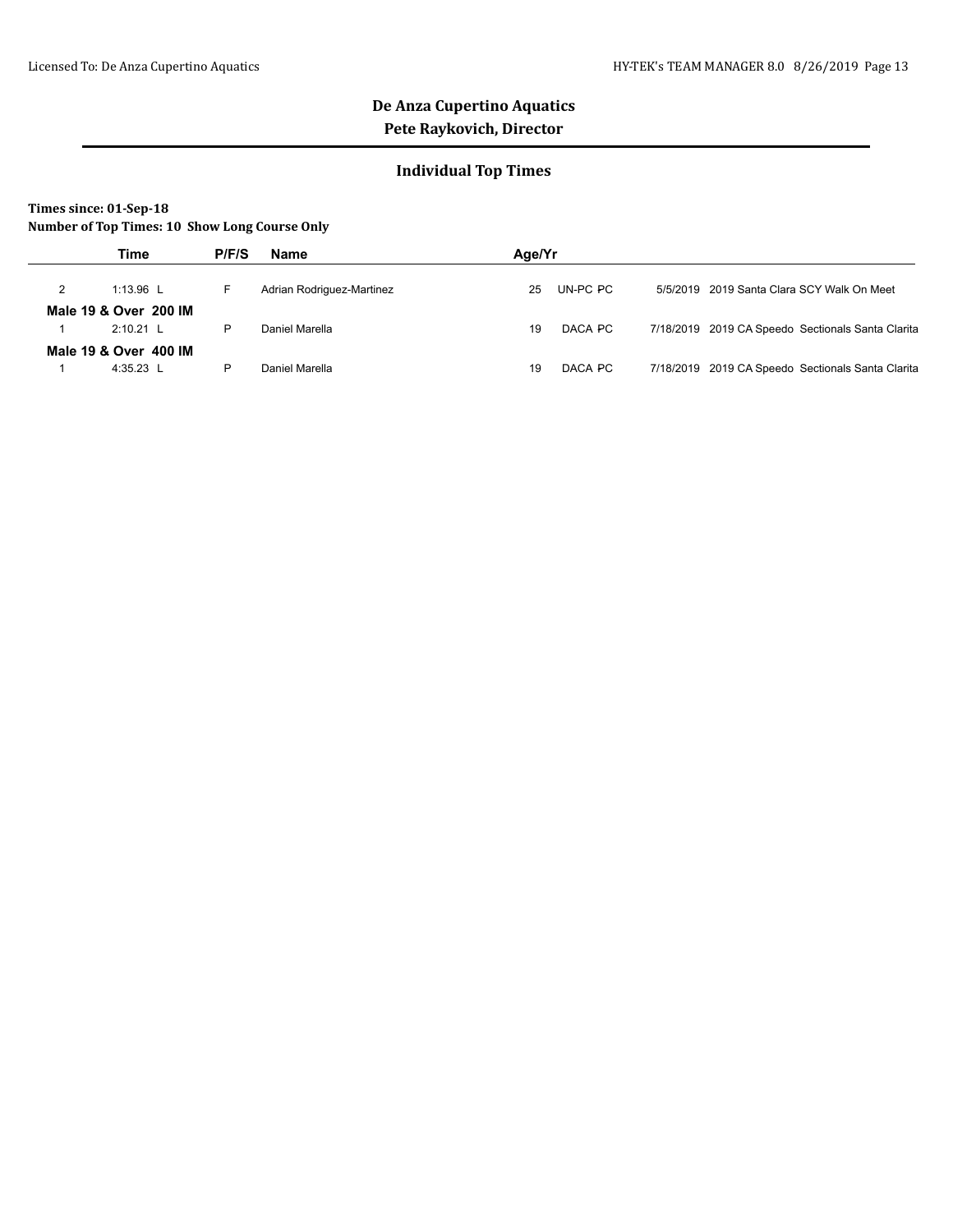# De Anza Cupertino Aquatics

**Pete Raykovich, Director**

## Individual Top Times

**Times since: 01-Sep-18**

**Number of Top Times: 10 Show Long Course Only**

| | Time | P/F/S | Name | Age/Yr | | | |
|---|---|---|---|---|---|---|---|
| 2 | 1:13.96 L | F | Adrian Rodriguez-Martinez | 25 | UN-PC PC | 5/5/2019 | 2019 Santa Clara SCY Walk On Meet |
| **Male 19 & Over 200 IM** | | | | | | | |
| 1 | 2:10.21 L | P | Daniel Marella | 19 | DACA PC | 7/18/2019 | 2019 CA Speedo Sectionals Santa Clarita |
| **Male 19 & Over 400 IM** | | | | | | | |
| 1 | 4:35.23 L | P | Daniel Marella | 19 | DACA PC | 7/18/2019 | 2019 CA Speedo Sectionals Santa Clarita |